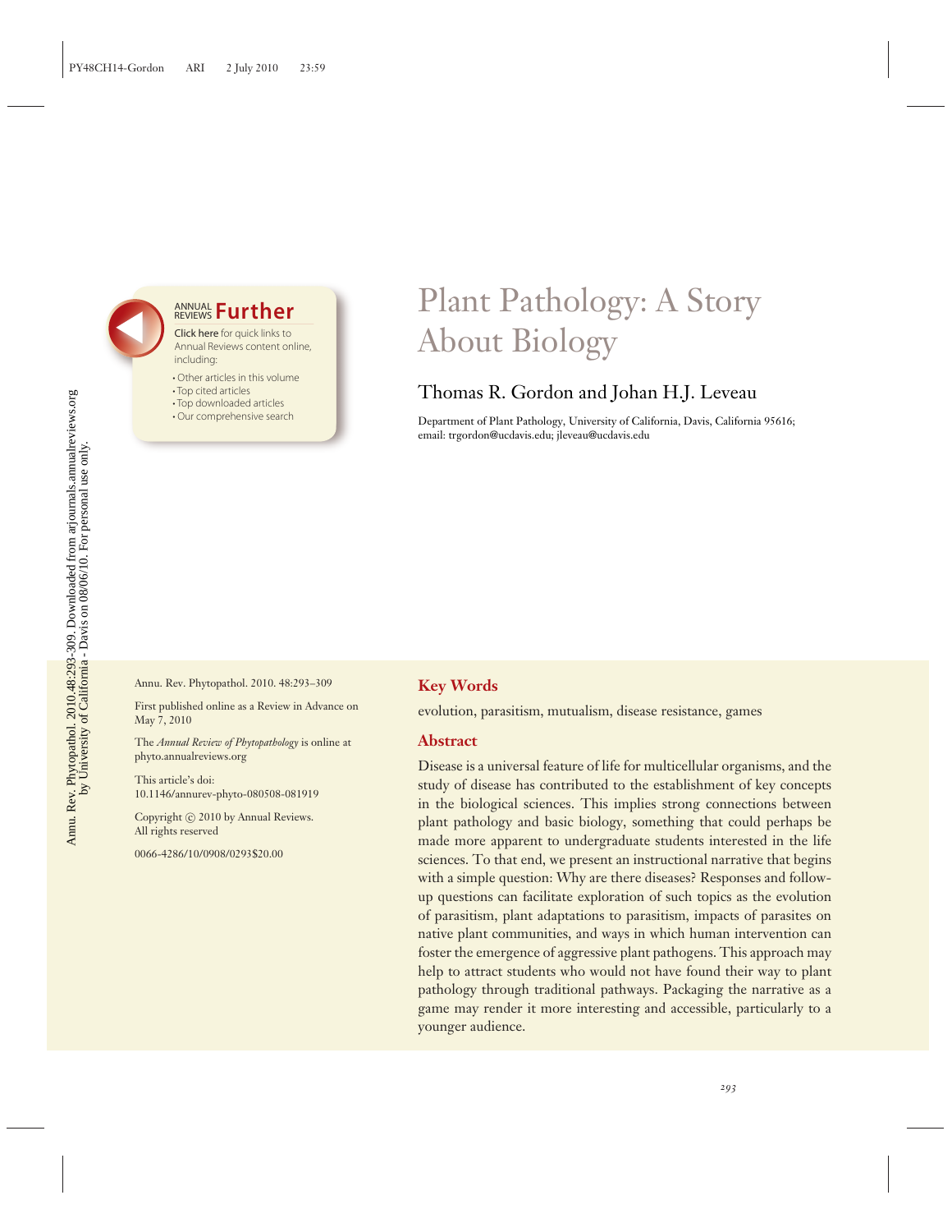# Plant Pathology: A Story About Biology

Thomas R. Gordon and Johan H.J. Leveau

Department of Plant Pathology, University of California, Davis, California 95616; email: trgordon@ucdavis.edu; jleveau@ucdavis.edu

Annu. Rev. Phytopathol. 2010. 48:293–309

First published online as a Review in Advance on May 7, 2010

The *Annual Review of Phytopathology* is online at phyto.annualreviews.org

This article's doi:
10.1146/annurev-phyto-080508-081919

Copyright © 2010 by Annual Reviews.
All rights reserved

0066-4286/10/0908/0293$20.00

## Key Words

evolution, parasitism, mutualism, disease resistance, games

## Abstract

Disease is a universal feature of life for multicellular organisms, and the study of disease has contributed to the establishment of key concepts in the biological sciences. This implies strong connections between plant pathology and basic biology, something that could perhaps be made more apparent to undergraduate students interested in the life sciences. To that end, we present an instructional narrative that begins with a simple question: Why are there diseases? Responses and follow-up questions can facilitate exploration of such topics as the evolution of parasitism, plant adaptations to parasitism, impacts of parasites on native plant communities, and ways in which human intervention can foster the emergence of aggressive plant pathogens. This approach may help to attract students who would not have found their way to plant pathology through traditional pathways. Packaging the narrative as a game may render it more interesting and accessible, particularly to a younger audience.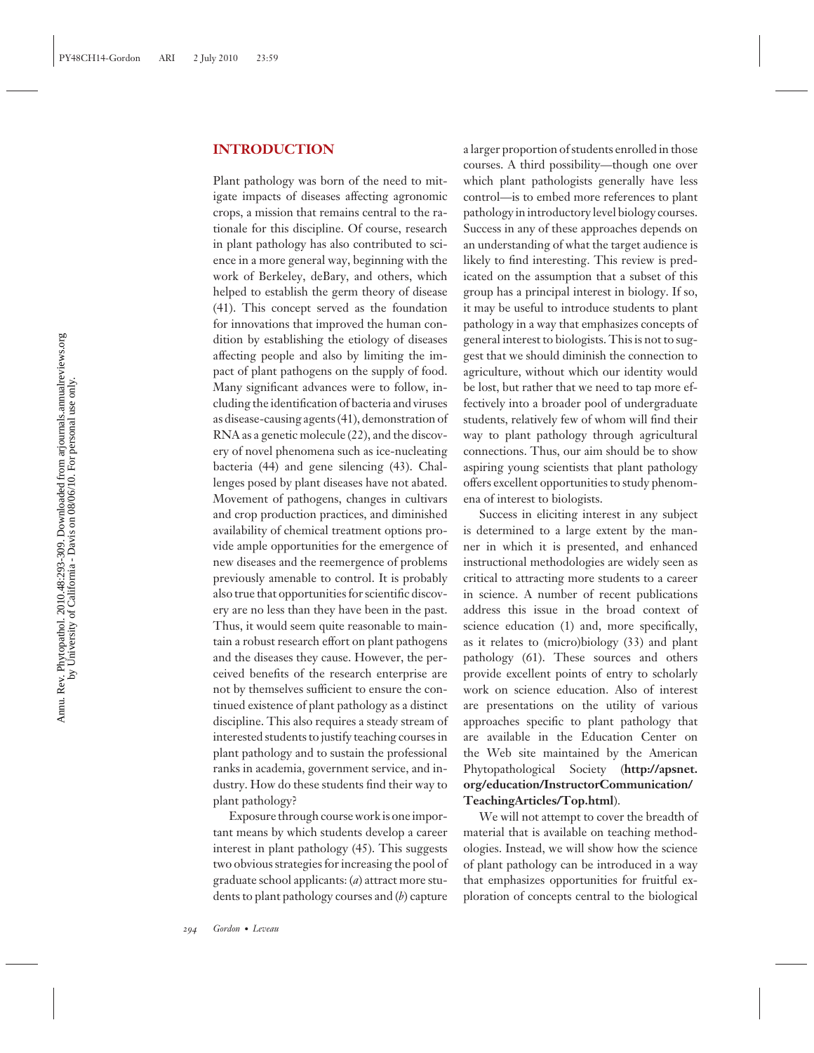## INTRODUCTION

Plant pathology was born of the need to mitigate impacts of diseases affecting agronomic crops, a mission that remains central to the rationale for this discipline. Of course, research in plant pathology has also contributed to science in a more general way, beginning with the work of Berkeley, deBary, and others, which helped to establish the germ theory of disease (41). This concept served as the foundation for innovations that improved the human condition by establishing the etiology of diseases affecting people and also by limiting the impact of plant pathogens on the supply of food. Many significant advances were to follow, including the identification of bacteria and viruses as disease-causing agents (41), demonstration of RNA as a genetic molecule (22), and the discovery of novel phenomena such as ice-nucleating bacteria (44) and gene silencing (43). Challenges posed by plant diseases have not abated. Movement of pathogens, changes in cultivars and crop production practices, and diminished availability of chemical treatment options provide ample opportunities for the emergence of new diseases and the reemergence of problems previously amenable to control. It is probably also true that opportunities for scientific discovery are no less than they have been in the past. Thus, it would seem quite reasonable to maintain a robust research effort on plant pathogens and the diseases they cause. However, the perceived benefits of the research enterprise are not by themselves sufficient to ensure the continued existence of plant pathology as a distinct discipline. This also requires a steady stream of interested students to justify teaching courses in plant pathology and to sustain the professional ranks in academia, government service, and industry. How do these students find their way to plant pathology?

Exposure through course work is one important means by which students develop a career interest in plant pathology (45). This suggests two obvious strategies for increasing the pool of graduate school applicants: (*a*) attract more students to plant pathology courses and (*b*) capture a larger proportion of students enrolled in those courses. A third possibility—though one over which plant pathologists generally have less control—is to embed more references to plant pathology in introductory level biology courses. Success in any of these approaches depends on an understanding of what the target audience is likely to find interesting. This review is predicated on the assumption that a subset of this group has a principal interest in biology. If so, it may be useful to introduce students to plant pathology in a way that emphasizes concepts of general interest to biologists. This is not to suggest that we should diminish the connection to agriculture, without which our identity would be lost, but rather that we need to tap more effectively into a broader pool of undergraduate students, relatively few of whom will find their way to plant pathology through agricultural connections. Thus, our aim should be to show aspiring young scientists that plant pathology offers excellent opportunities to study phenomena of interest to biologists.

Success in eliciting interest in any subject is determined to a large extent by the manner in which it is presented, and enhanced instructional methodologies are widely seen as critical to attracting more students to a career in science. A number of recent publications address this issue in the broad context of science education (1) and, more specifically, as it relates to (micro)biology (33) and plant pathology (61). These sources and others provide excellent points of entry to scholarly work on science education. Also of interest are presentations on the utility of various approaches specific to plant pathology that are available in the Education Center on the Web site maintained by the American Phytopathological Society (**http://apsnet.org/education/InstructorCommunication/TeachingArticles/Top.html**).

We will not attempt to cover the breadth of material that is available on teaching methodologies. Instead, we will show how the science of plant pathology can be introduced in a way that emphasizes opportunities for fruitful exploration of concepts central to the biological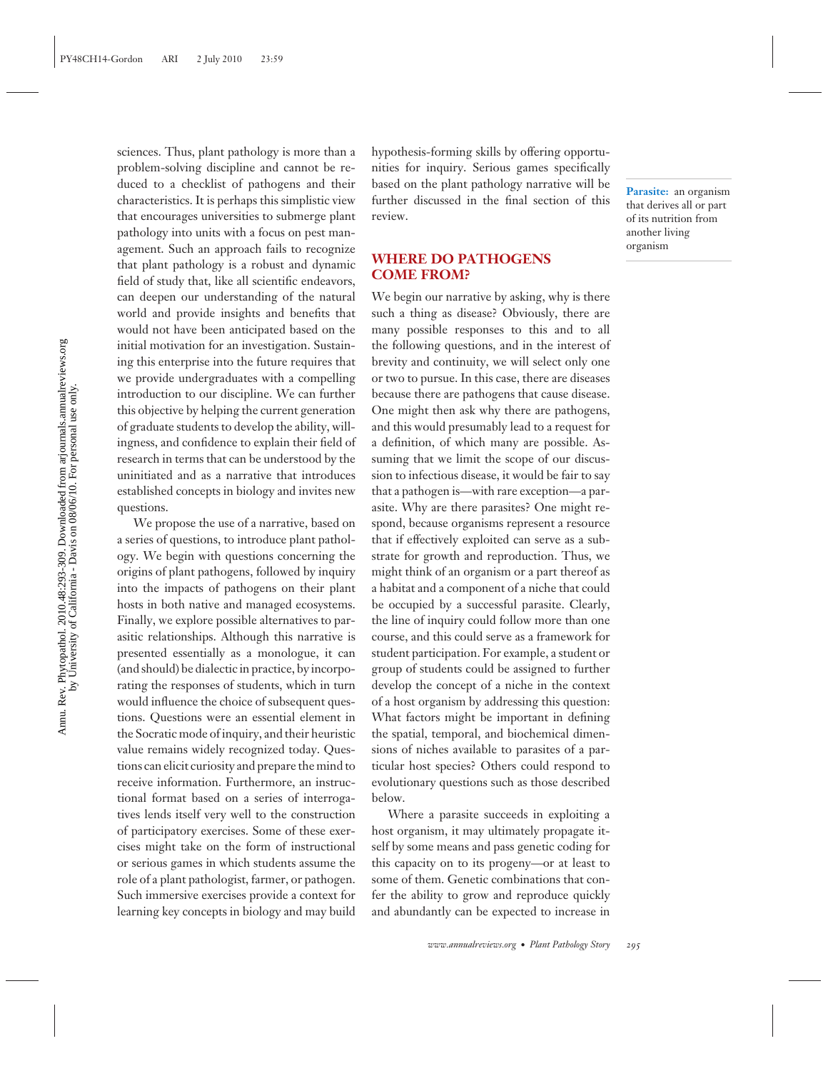sciences. Thus, plant pathology is more than a problem-solving discipline and cannot be reduced to a checklist of pathogens and their characteristics. It is perhaps this simplistic view that encourages universities to submerge plant pathology into units with a focus on pest management. Such an approach fails to recognize that plant pathology is a robust and dynamic field of study that, like all scientific endeavors, can deepen our understanding of the natural world and provide insights and benefits that would not have been anticipated based on the initial motivation for an investigation. Sustaining this enterprise into the future requires that we provide undergraduates with a compelling introduction to our discipline. We can further this objective by helping the current generation of graduate students to develop the ability, willingness, and confidence to explain their field of research in terms that can be understood by the uninitiated and as a narrative that introduces established concepts in biology and invites new questions.

We propose the use of a narrative, based on a series of questions, to introduce plant pathology. We begin with questions concerning the origins of plant pathogens, followed by inquiry into the impacts of pathogens on their plant hosts in both native and managed ecosystems. Finally, we explore possible alternatives to parasitic relationships. Although this narrative is presented essentially as a monologue, it can (and should) be dialectic in practice, by incorporating the responses of students, which in turn would influence the choice of subsequent questions. Questions were an essential element in the Socratic mode of inquiry, and their heuristic value remains widely recognized today. Questions can elicit curiosity and prepare the mind to receive information. Furthermore, an instructional format based on a series of interrogatives lends itself very well to the construction of participatory exercises. Some of these exercises might take on the form of instructional or serious games in which students assume the role of a plant pathologist, farmer, or pathogen. Such immersive exercises provide a context for learning key concepts in biology and may build hypothesis-forming skills by offering opportunities for inquiry. Serious games specifically based on the plant pathology narrative will be further discussed in the final section of this review.

## WHERE DO PATHOGENS COME FROM?

We begin our narrative by asking, why is there such a thing as disease? Obviously, there are many possible responses to this and to all the following questions, and in the interest of brevity and continuity, we will select only one or two to pursue. In this case, there are diseases because there are pathogens that cause disease. One might then ask why there are pathogens, and this would presumably lead to a request for a definition, of which many are possible. Assuming that we limit the scope of our discussion to infectious disease, it would be fair to say that a pathogen is—with rare exception—a parasite. Why are there parasites? One might respond, because organisms represent a resource that if effectively exploited can serve as a substrate for growth and reproduction. Thus, we might think of an organism or a part thereof as a habitat and a component of a niche that could be occupied by a successful parasite. Clearly, the line of inquiry could follow more than one course, and this could serve as a framework for student participation. For example, a student or group of students could be assigned to further develop the concept of a niche in the context of a host organism by addressing this question: What factors might be important in defining the spatial, temporal, and biochemical dimensions of niches available to parasites of a particular host species? Others could respond to evolutionary questions such as those described below.

**Parasite:** an organism that derives all or part of its nutrition from another living organism

Where a parasite succeeds in exploiting a host organism, it may ultimately propagate itself by some means and pass genetic coding for this capacity on to its progeny—or at least to some of them. Genetic combinations that confer the ability to grow and reproduce quickly and abundantly can be expected to increase in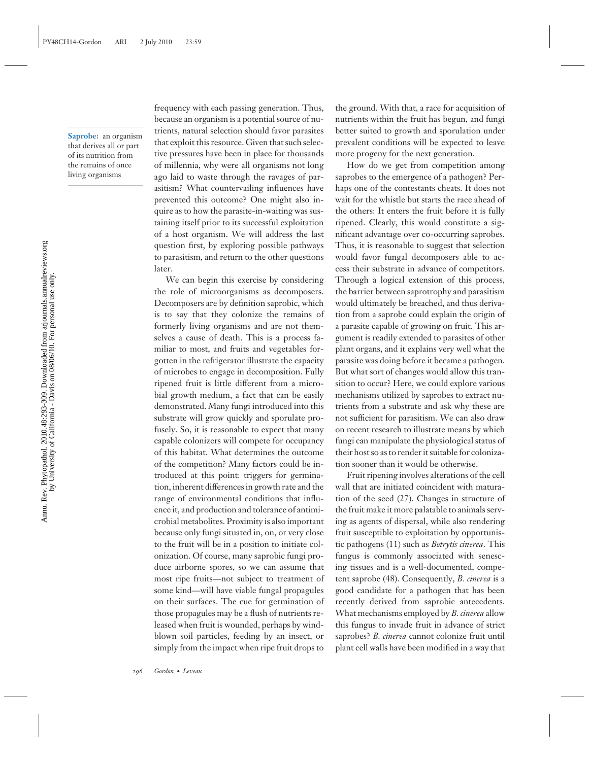**Saprobe:** an organism that derives all or part of its nutrition from the remains of once living organisms

frequency with each passing generation. Thus, because an organism is a potential source of nutrients, natural selection should favor parasites that exploit this resource. Given that such selective pressures have been in place for thousands of millennia, why were all organisms not long ago laid to waste through the ravages of parasitism? What countervailing influences have prevented this outcome? One might also inquire as to how the parasite-in-waiting was sustaining itself prior to its successful exploitation of a host organism. We will address the last question first, by exploring possible pathways to parasitism, and return to the other questions later.

We can begin this exercise by considering the role of microorganisms as decomposers. Decomposers are by definition saprobic, which is to say that they colonize the remains of formerly living organisms and are not themselves a cause of death. This is a process familiar to most, and fruits and vegetables forgotten in the refrigerator illustrate the capacity of microbes to engage in decomposition. Fully ripened fruit is little different from a microbial growth medium, a fact that can be easily demonstrated. Many fungi introduced into this substrate will grow quickly and sporulate profusely. So, it is reasonable to expect that many capable colonizers will compete for occupancy of this habitat. What determines the outcome of the competition? Many factors could be introduced at this point: triggers for germination, inherent differences in growth rate and the range of environmental conditions that influence it, and production and tolerance of antimicrobial metabolites. Proximity is also important because only fungi situated in, on, or very close to the fruit will be in a position to initiate colonization. Of course, many saprobic fungi produce airborne spores, so we can assume that most ripe fruits—not subject to treatment of some kind—will have viable fungal propagules on their surfaces. The cue for germination of those propagules may be a flush of nutrients released when fruit is wounded, perhaps by wind-blown soil particles, feeding by an insect, or simply from the impact when ripe fruit drops to the ground. With that, a race for acquisition of nutrients within the fruit has begun, and fungi better suited to growth and sporulation under prevalent conditions will be expected to leave more progeny for the next generation.

How do we get from competition among saprobes to the emergence of a pathogen? Perhaps one of the contestants cheats. It does not wait for the whistle but starts the race ahead of the others: It enters the fruit before it is fully ripened. Clearly, this would constitute a significant advantage over co-occurring saprobes. Thus, it is reasonable to suggest that selection would favor fungal decomposers able to access their substrate in advance of competitors. Through a logical extension of this process, the barrier between saprotrophy and parasitism would ultimately be breached, and thus derivation from a saprobe could explain the origin of a parasite capable of growing on fruit. This argument is readily extended to parasites of other plant organs, and it explains very well what the parasite was doing before it became a pathogen. But what sort of changes would allow this transition to occur? Here, we could explore various mechanisms utilized by saprobes to extract nutrients from a substrate and ask why these are not sufficient for parasitism. We can also draw on recent research to illustrate means by which fungi can manipulate the physiological status of their host so as to render it suitable for colonization sooner than it would be otherwise.

Fruit ripening involves alterations of the cell wall that are initiated coincident with maturation of the seed (27). Changes in structure of the fruit make it more palatable to animals serving as agents of dispersal, while also rendering fruit susceptible to exploitation by opportunistic pathogens (11) such as *Botrytis cinerea*. This fungus is commonly associated with senescing tissues and is a well-documented, competent saprobe (48). Consequently, *B. cinerea* is a good candidate for a pathogen that has been recently derived from saprobic antecedents. What mechanisms employed by *B. cinerea* allow this fungus to invade fruit in advance of strict saprobes? *B. cinerea* cannot colonize fruit until plant cell walls have been modified in a way that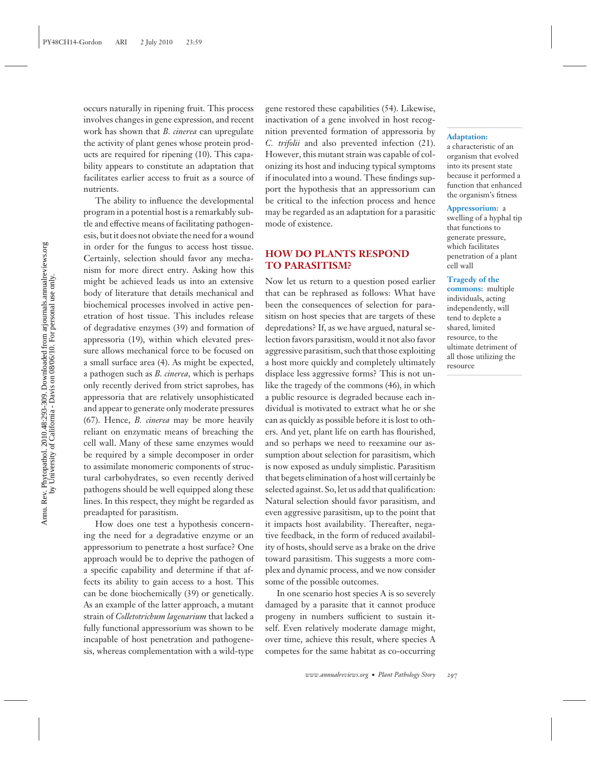occurs naturally in ripening fruit. This process involves changes in gene expression, and recent work has shown that *B. cinerea* can upregulate the activity of plant genes whose protein products are required for ripening (10). This capability appears to constitute an adaptation that facilitates earlier access to fruit as a source of nutrients.

The ability to influence the developmental program in a potential host is a remarkably subtle and effective means of facilitating pathogenesis, but it does not obviate the need for a wound in order for the fungus to access host tissue. Certainly, selection should favor any mechanism for more direct entry. Asking how this might be achieved leads us into an extensive body of literature that details mechanical and biochemical processes involved in active penetration of host tissue. This includes release of degradative enzymes (39) and formation of appressoria (19), within which elevated pressure allows mechanical force to be focused on a small surface area (4). As might be expected, a pathogen such as *B. cinerea*, which is perhaps only recently derived from strict saprobes, has appressoria that are relatively unsophisticated and appear to generate only moderate pressures (67). Hence, *B. cinerea* may be more heavily reliant on enzymatic means of breaching the cell wall. Many of these same enzymes would be required by a simple decomposer in order to assimilate monomeric components of structural carbohydrates, so even recently derived pathogens should be well equipped along these lines. In this respect, they might be regarded as preadapted for parasitism.

How does one test a hypothesis concerning the need for a degradative enzyme or an appressorium to penetrate a host surface? One approach would be to deprive the pathogen of a specific capability and determine if that affects its ability to gain access to a host. This can be done biochemically (39) or genetically. As an example of the latter approach, a mutant strain of *Colletotrichum lagenarium* that lacked a fully functional appressorium was shown to be incapable of host penetration and pathogenesis, whereas complementation with a wild-type gene restored these capabilities (54). Likewise, inactivation of a gene involved in host recognition prevented formation of appressoria by *C. trifolii* and also prevented infection (21). However, this mutant strain was capable of colonizing its host and inducing typical symptoms if inoculated into a wound. These findings support the hypothesis that an appressorium can be critical to the infection process and hence may be regarded as an adaptation for a parasitic mode of existence.

**Adaptation:** a characteristic of an organism that evolved into its present state because it performed a function that enhanced the organism's fitness

**Appressorium:** a swelling of a hyphal tip that functions to generate pressure, which facilitates penetration of a plant cell wall

**Tragedy of the commons:** multiple individuals, acting independently, will tend to deplete a shared, limited resource, to the ultimate detriment of all those utilizing the resource

## HOW DO PLANTS RESPOND TO PARASITISM?

Now let us return to a question posed earlier that can be rephrased as follows: What have been the consequences of selection for parasitism on host species that are targets of these depredations? If, as we have argued, natural selection favors parasitism, would it not also favor aggressive parasitism, such that those exploiting a host more quickly and completely ultimately displace less aggressive forms? This is not unlike the tragedy of the commons (46), in which a public resource is degraded because each individual is motivated to extract what he or she can as quickly as possible before it is lost to others. And yet, plant life on earth has flourished, and so perhaps we need to reexamine our assumption about selection for parasitism, which is now exposed as unduly simplistic. Parasitism that begets elimination of a host will certainly be selected against. So, let us add that qualification: Natural selection should favor parasitism, and even aggressive parasitism, up to the point that it impacts host availability. Thereafter, negative feedback, in the form of reduced availability of hosts, should serve as a brake on the drive toward parasitism. This suggests a more complex and dynamic process, and we now consider some of the possible outcomes.

In one scenario host species A is so severely damaged by a parasite that it cannot produce progeny in numbers sufficient to sustain itself. Even relatively moderate damage might, over time, achieve this result, where species A competes for the same habitat as co-occurring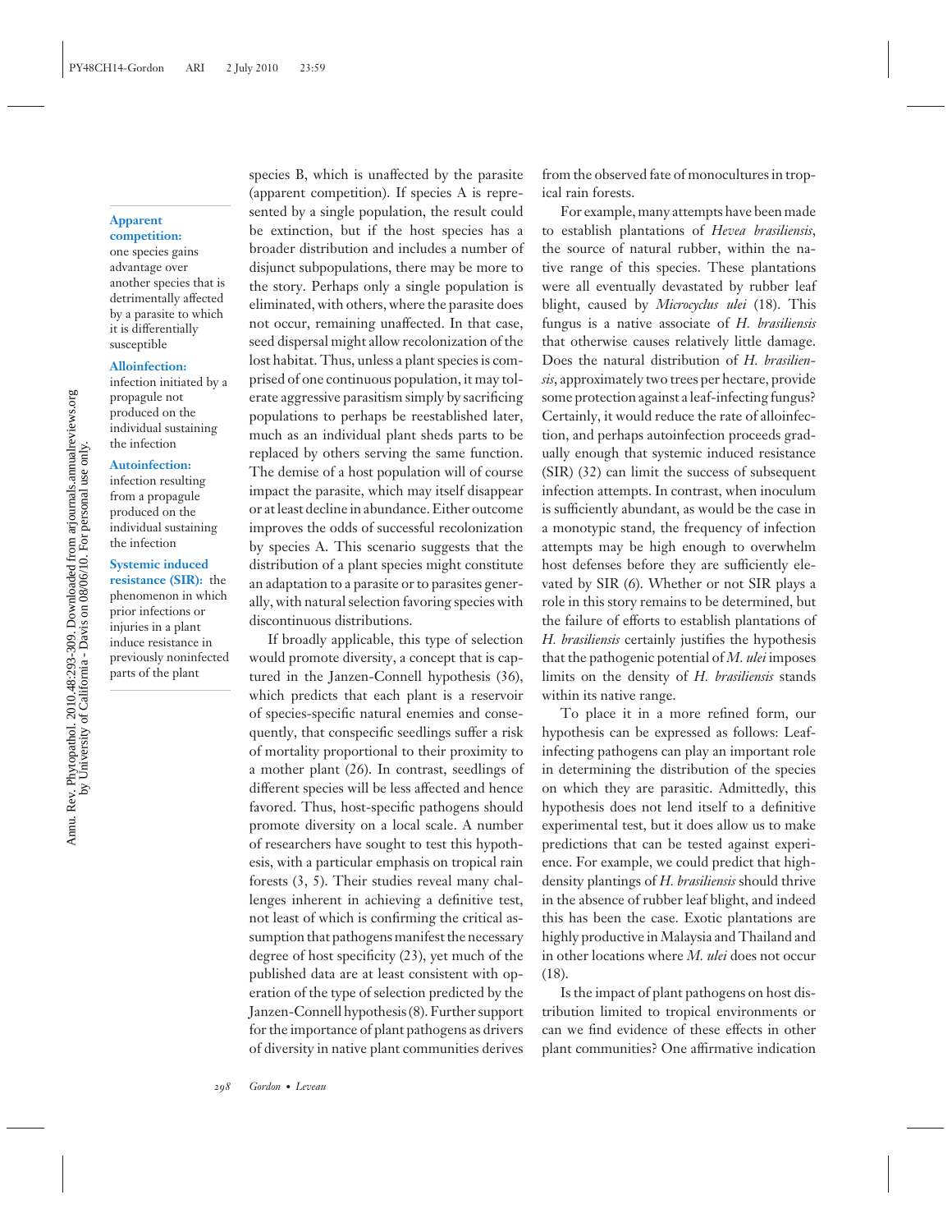species B, which is unaffected by the parasite (apparent competition). If species A is represented by a single population, the result could be extinction, but if the host species has a broader distribution and includes a number of disjunct subpopulations, there may be more to the story. Perhaps only a single population is eliminated, with others, where the parasite does not occur, remaining unaffected. In that case, seed dispersal might allow recolonization of the lost habitat. Thus, unless a plant species is comprised of one continuous population, it may tolerate aggressive parasitism simply by sacrificing populations to perhaps be reestablished later, much as an individual plant sheds parts to be replaced by others serving the same function. The demise of a host population will of course impact the parasite, which may itself disappear or at least decline in abundance. Either outcome improves the odds of successful recolonization by species A. This scenario suggests that the distribution of a plant species might constitute an adaptation to a parasite or to parasites generally, with natural selection favoring species with discontinuous distributions.

**Apparent competition:** one species gains advantage over another species that is detrimentally affected by a parasite to which it is differentially susceptible

**Alloinfection:** infection initiated by a propagule not produced on the individual sustaining the infection

**Autoinfection:** infection resulting from a propagule produced on the individual sustaining the infection

**Systemic induced resistance (SIR):** the phenomenon in which prior infections or injuries in a plant induce resistance in previously noninfected parts of the plant

If broadly applicable, this type of selection would promote diversity, a concept that is captured in the Janzen-Connell hypothesis (36), which predicts that each plant is a reservoir of species-specific natural enemies and consequently, that conspecific seedlings suffer a risk of mortality proportional to their proximity to a mother plant (26). In contrast, seedlings of different species will be less affected and hence favored. Thus, host-specific pathogens should promote diversity on a local scale. A number of researchers have sought to test this hypothesis, with a particular emphasis on tropical rain forests (3, 5). Their studies reveal many challenges inherent in achieving a definitive test, not least of which is confirming the critical assumption that pathogens manifest the necessary degree of host specificity (23), yet much of the published data are at least consistent with operation of the type of selection predicted by the Janzen-Connell hypothesis (8). Further support for the importance of plant pathogens as drivers of diversity in native plant communities derives from the observed fate of monocultures in tropical rain forests.

For example, many attempts have been made to establish plantations of *Hevea brasiliensis*, the source of natural rubber, within the native range of this species. These plantations were all eventually devastated by rubber leaf blight, caused by *Microcyclus ulei* (18). This fungus is a native associate of *H. brasiliensis* that otherwise causes relatively little damage. Does the natural distribution of *H. brasiliensis*, approximately two trees per hectare, provide some protection against a leaf-infecting fungus? Certainly, it would reduce the rate of alloinfection, and perhaps autoinfection proceeds gradually enough that systemic induced resistance (SIR) (32) can limit the success of subsequent infection attempts. In contrast, when inoculum is sufficiently abundant, as would be the case in a monotypic stand, the frequency of infection attempts may be high enough to overwhelm host defenses before they are sufficiently elevated by SIR (6). Whether or not SIR plays a role in this story remains to be determined, but the failure of efforts to establish plantations of *H. brasiliensis* certainly justifies the hypothesis that the pathogenic potential of *M. ulei* imposes limits on the density of *H. brasiliensis* stands within its native range.

To place it in a more refined form, our hypothesis can be expressed as follows: Leaf-infecting pathogens can play an important role in determining the distribution of the species on which they are parasitic. Admittedly, this hypothesis does not lend itself to a definitive experimental test, but it does allow us to make predictions that can be tested against experience. For example, we could predict that high-density plantings of *H. brasiliensis* should thrive in the absence of rubber leaf blight, and indeed this has been the case. Exotic plantations are highly productive in Malaysia and Thailand and in other locations where *M. ulei* does not occur (18).

Is the impact of plant pathogens on host distribution limited to tropical environments or can we find evidence of these effects in other plant communities? One affirmative indication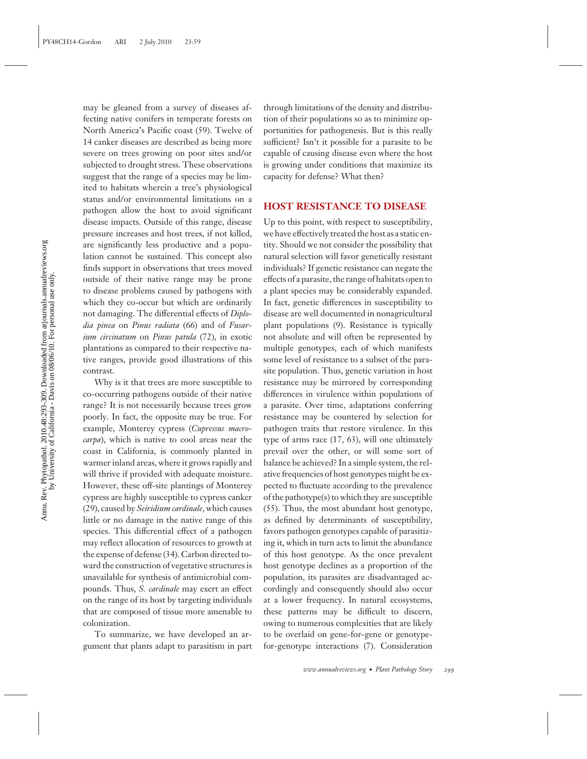may be gleaned from a survey of diseases affecting native conifers in temperate forests on North America's Pacific coast (59). Twelve of 14 canker diseases are described as being more severe on trees growing on poor sites and/or subjected to drought stress. These observations suggest that the range of a species may be limited to habitats wherein a tree's physiological status and/or environmental limitations on a pathogen allow the host to avoid significant disease impacts. Outside of this range, disease pressure increases and host trees, if not killed, are significantly less productive and a population cannot be sustained. This concept also finds support in observations that trees moved outside of their native range may be prone to disease problems caused by pathogens with which they co-occur but which are ordinarily not damaging. The differential effects of *Diplodia pinea* on *Pinus radiata* (66) and of *Fusarium circinatum* on *Pinus patula* (72), in exotic plantations as compared to their respective native ranges, provide good illustrations of this contrast.

Why is it that trees are more susceptible to co-occurring pathogens outside of their native range? It is not necessarily because trees grow poorly. In fact, the opposite may be true. For example, Monterey cypress (*Cupressus macrocarpa*), which is native to cool areas near the coast in California, is commonly planted in warmer inland areas, where it grows rapidly and will thrive if provided with adequate moisture. However, these off-site plantings of Monterey cypress are highly susceptible to cypress canker (29), caused by *Seiridium cardinale*, which causes little or no damage in the native range of this species. This differential effect of a pathogen may reflect allocation of resources to growth at the expense of defense (34). Carbon directed toward the construction of vegetative structures is unavailable for synthesis of antimicrobial compounds. Thus, *S. cardinale* may exert an effect on the range of its host by targeting individuals that are composed of tissue more amenable to colonization.

To summarize, we have developed an argument that plants adapt to parasitism in part through limitations of the density and distribution of their populations so as to minimize opportunities for pathogenesis. But is this really sufficient? Isn't it possible for a parasite to be capable of causing disease even where the host is growing under conditions that maximize its capacity for defense? What then?

## HOST RESISTANCE TO DISEASE

Up to this point, with respect to susceptibility, we have effectively treated the host as a static entity. Should we not consider the possibility that natural selection will favor genetically resistant individuals? If genetic resistance can negate the effects of a parasite, the range of habitats open to a plant species may be considerably expanded. In fact, genetic differences in susceptibility to disease are well documented in nonagricultural plant populations (9). Resistance is typically not absolute and will often be represented by multiple genotypes, each of which manifests some level of resistance to a subset of the parasite population. Thus, genetic variation in host resistance may be mirrored by corresponding differences in virulence within populations of a parasite. Over time, adaptations conferring resistance may be countered by selection for pathogen traits that restore virulence. In this type of arms race (17, 63), will one ultimately prevail over the other, or will some sort of balance be achieved? In a simple system, the relative frequencies of host genotypes might be expected to fluctuate according to the prevalence of the pathotype(s) to which they are susceptible (55). Thus, the most abundant host genotype, as defined by determinants of susceptibility, favors pathogen genotypes capable of parasitizing it, which in turn acts to limit the abundance of this host genotype. As the once prevalent host genotype declines as a proportion of the population, its parasites are disadvantaged accordingly and consequently should also occur at a lower frequency. In natural ecosystems, these patterns may be difficult to discern, owing to numerous complexities that are likely to be overlaid on gene-for-gene or genotype-for-genotype interactions (7). Consideration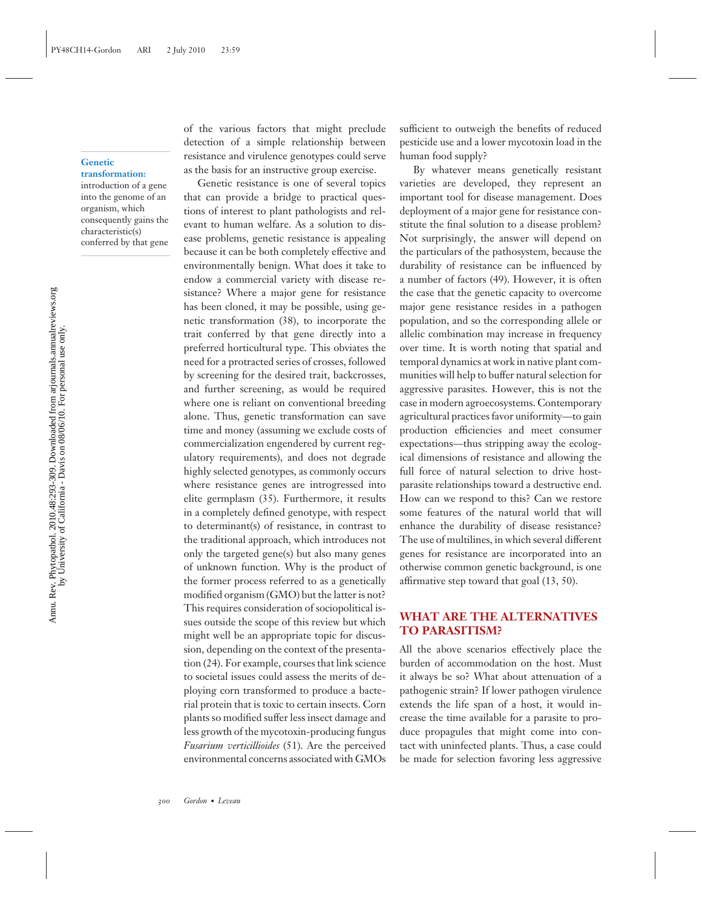of the various factors that might preclude detection of a simple relationship between resistance and virulence genotypes could serve as the basis for an instructive group exercise.

**Genetic transformation:** introduction of a gene into the genome of an organism, which consequently gains the characteristic(s) conferred by that gene

Genetic resistance is one of several topics that can provide a bridge to practical questions of interest to plant pathologists and relevant to human welfare. As a solution to disease problems, genetic resistance is appealing because it can be both completely effective and environmentally benign. What does it take to endow a commercial variety with disease resistance? Where a major gene for resistance has been cloned, it may be possible, using genetic transformation (38), to incorporate the trait conferred by that gene directly into a preferred horticultural type. This obviates the need for a protracted series of crosses, followed by screening for the desired trait, backcrosses, and further screening, as would be required where one is reliant on conventional breeding alone. Thus, genetic transformation can save time and money (assuming we exclude costs of commercialization engendered by current regulatory requirements), and does not degrade highly selected genotypes, as commonly occurs where resistance genes are introgressed into elite germplasm (35). Furthermore, it results in a completely defined genotype, with respect to determinant(s) of resistance, in contrast to the traditional approach, which introduces not only the targeted gene(s) but also many genes of unknown function. Why is the product of the former process referred to as a genetically modified organism (GMO) but the latter is not? This requires consideration of sociopolitical issues outside the scope of this review but which might well be an appropriate topic for discussion, depending on the context of the presentation (24). For example, courses that link science to societal issues could assess the merits of deploying corn transformed to produce a bacterial protein that is toxic to certain insects. Corn plants so modified suffer less insect damage and less growth of the mycotoxin-producing fungus *Fusarium verticillioides* (51). Are the perceived environmental concerns associated with GMOs sufficient to outweigh the benefits of reduced pesticide use and a lower mycotoxin load in the human food supply?

By whatever means genetically resistant varieties are developed, they represent an important tool for disease management. Does deployment of a major gene for resistance constitute the final solution to a disease problem? Not surprisingly, the answer will depend on the particulars of the pathosystem, because the durability of resistance can be influenced by a number of factors (49). However, it is often the case that the genetic capacity to overcome major gene resistance resides in a pathogen population, and so the corresponding allele or allelic combination may increase in frequency over time. It is worth noting that spatial and temporal dynamics at work in native plant communities will help to buffer natural selection for aggressive parasites. However, this is not the case in modern agroecosystems. Contemporary agricultural practices favor uniformity—to gain production efficiencies and meet consumer expectations—thus stripping away the ecological dimensions of resistance and allowing the full force of natural selection to drive host-parasite relationships toward a destructive end. How can we respond to this? Can we restore some features of the natural world that will enhance the durability of disease resistance? The use of multilines, in which several different genes for resistance are incorporated into an otherwise common genetic background, is one affirmative step toward that goal (13, 50).

## WHAT ARE THE ALTERNATIVES TO PARASITISM?

All the above scenarios effectively place the burden of accommodation on the host. Must it always be so? What about attenuation of a pathogenic strain? If lower pathogen virulence extends the life span of a host, it would increase the time available for a parasite to produce propagules that might come into contact with uninfected plants. Thus, a case could be made for selection favoring less aggressive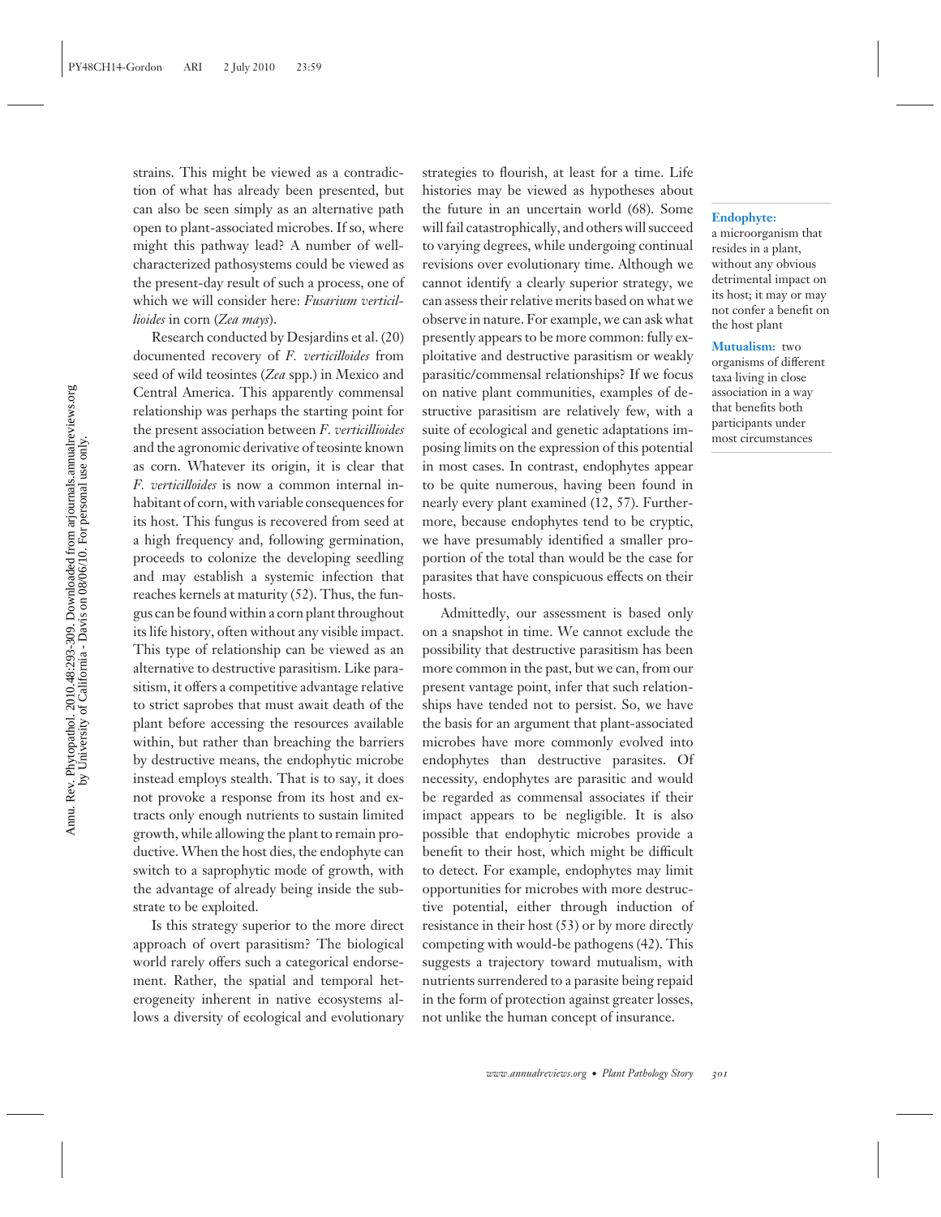strains. This might be viewed as a contradiction of what has already been presented, but can also be seen simply as an alternative path open to plant-associated microbes. If so, where might this pathway lead? A number of well-characterized pathosystems could be viewed as the present-day result of such a process, one of which we will consider here: *Fusarium verticillioides* in corn (*Zea mays*).

Research conducted by Desjardins et al. (20) documented recovery of *F. verticillioides* from seed of wild teosintes (*Zea* spp.) in Mexico and Central America. This apparently commensal relationship was perhaps the starting point for the present association between *F. verticillioides* and the agronomic derivative of teosinte known as corn. Whatever its origin, it is clear that *F. verticilloides* is now a common internal inhabitant of corn, with variable consequences for its host. This fungus is recovered from seed at a high frequency and, following germination, proceeds to colonize the developing seedling and may establish a systemic infection that reaches kernels at maturity (52). Thus, the fungus can be found within a corn plant throughout its life history, often without any visible impact. This type of relationship can be viewed as an alternative to destructive parasitism. Like parasitism, it offers a competitive advantage relative to strict saprobes that must await death of the plant before accessing the resources available within, but rather than breaching the barriers by destructive means, the endophytic microbe instead employs stealth. That is to say, it does not provoke a response from its host and extracts only enough nutrients to sustain limited growth, while allowing the plant to remain productive. When the host dies, the endophyte can switch to a saprophytic mode of growth, with the advantage of already being inside the substrate to be exploited.

Is this strategy superior to the more direct approach of overt parasitism? The biological world rarely offers such a categorical endorsement. Rather, the spatial and temporal heterogeneity inherent in native ecosystems allows a diversity of ecological and evolutionary strategies to flourish, at least for a time. Life histories may be viewed as hypotheses about the future in an uncertain world (68). Some will fail catastrophically, and others will succeed to varying degrees, while undergoing continual revisions over evolutionary time. Although we cannot identify a clearly superior strategy, we can assess their relative merits based on what we observe in nature. For example, we can ask what presently appears to be more common: fully exploitative and destructive parasitism or weakly parasitic/commensal relationships? If we focus on native plant communities, examples of destructive parasitism are relatively few, with a suite of ecological and genetic adaptations imposing limits on the expression of this potential in most cases. In contrast, endophytes appear to be quite numerous, having been found in nearly every plant examined (12, 57). Furthermore, because endophytes tend to be cryptic, we have presumably identified a smaller proportion of the total than would be the case for parasites that have conspicuous effects on their hosts.

Admittedly, our assessment is based only on a snapshot in time. We cannot exclude the possibility that destructive parasitism has been more common in the past, but we can, from our present vantage point, infer that such relationships have tended not to persist. So, we have the basis for an argument that plant-associated microbes have more commonly evolved into endophytes than destructive parasites. Of necessity, endophytes are parasitic and would be regarded as commensal associates if their impact appears to be negligible. It is also possible that endophytic microbes provide a benefit to their host, which might be difficult to detect. For example, endophytes may limit opportunities for microbes with more destructive potential, either through induction of resistance in their host (53) or by more directly competing with would-be pathogens (42). This suggests a trajectory toward mutualism, with nutrients surrendered to a parasite being repaid in the form of protection against greater losses, not unlike the human concept of insurance.

**Endophyte:** a microorganism that resides in a plant, without any obvious detrimental impact on its host; it may or may not confer a benefit on the host plant

**Mutualism:** two organisms of different taxa living in close association in a way that benefits both participants under most circumstances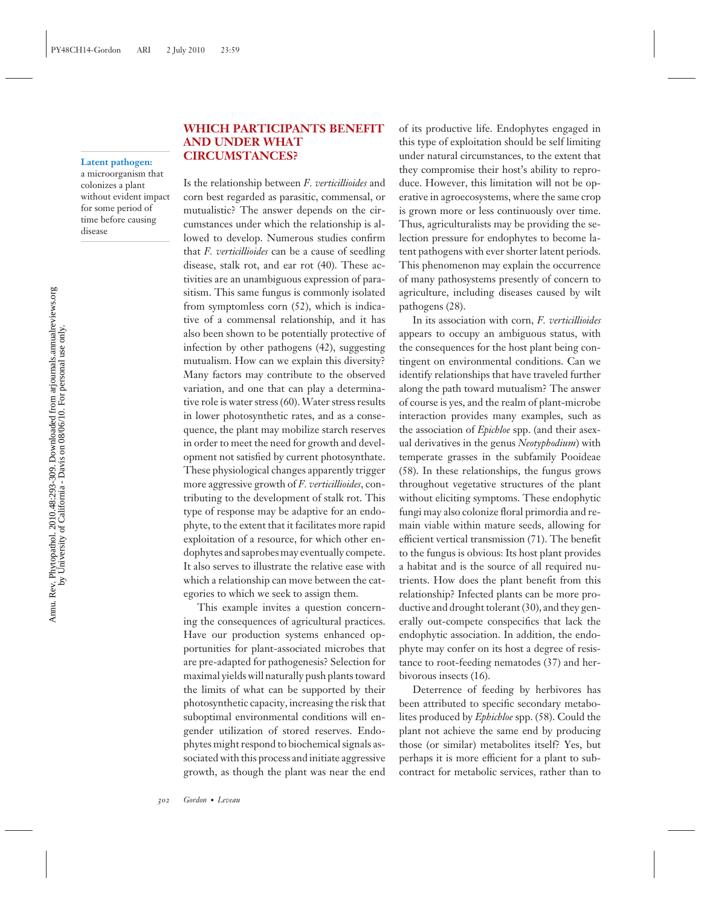## WHICH PARTICIPANTS BENEFIT AND UNDER WHAT CIRCUMSTANCES?

**Latent pathogen:** a microorganism that colonizes a plant without evident impact for some period of time before causing disease

Is the relationship between *F. verticillioides* and corn best regarded as parasitic, commensal, or mutualistic? The answer depends on the circumstances under which the relationship is allowed to develop. Numerous studies confirm that *F. verticillioides* can be a cause of seedling disease, stalk rot, and ear rot (40). These activities are an unambiguous expression of parasitism. This same fungus is commonly isolated from symptomless corn (52), which is indicative of a commensal relationship, and it has also been shown to be potentially protective of infection by other pathogens (42), suggesting mutualism. How can we explain this diversity? Many factors may contribute to the observed variation, and one that can play a determinative role is water stress (60). Water stress results in lower photosynthetic rates, and as a consequence, the plant may mobilize starch reserves in order to meet the need for growth and development not satisfied by current photosynthate. These physiological changes apparently trigger more aggressive growth of *F. verticillioides*, contributing to the development of stalk rot. This type of response may be adaptive for an endophyte, to the extent that it facilitates more rapid exploitation of a resource, for which other endophytes and saprobes may eventually compete. It also serves to illustrate the relative ease with which a relationship can move between the categories to which we seek to assign them.

This example invites a question concerning the consequences of agricultural practices. Have our production systems enhanced opportunities for plant-associated microbes that are pre-adapted for pathogenesis? Selection for maximal yields will naturally push plants toward the limits of what can be supported by their photosynthetic capacity, increasing the risk that suboptimal environmental conditions will engender utilization of stored reserves. Endophytes might respond to biochemical signals associated with this process and initiate aggressive growth, as though the plant was near the end of its productive life. Endophytes engaged in this type of exploitation should be self limiting under natural circumstances, to the extent that they compromise their host's ability to reproduce. However, this limitation will not be operative in agroecosystems, where the same crop is grown more or less continuously over time. Thus, agriculturalists may be providing the selection pressure for endophytes to become latent pathogens with ever shorter latent periods. This phenomenon may explain the occurrence of many pathosystems presently of concern to agriculture, including diseases caused by wilt pathogens (28).

In its association with corn, *F. verticillioides* appears to occupy an ambiguous status, with the consequences for the host plant being contingent on environmental conditions. Can we identify relationships that have traveled further along the path toward mutualism? The answer of course is yes, and the realm of plant-microbe interaction provides many examples, such as the association of *Epichloe* spp. (and their asexual derivatives in the genus *Neotyphodium*) with temperate grasses in the subfamily Pooideae (58). In these relationships, the fungus grows throughout vegetative structures of the plant without eliciting symptoms. These endophytic fungi may also colonize floral primordia and remain viable within mature seeds, allowing for efficient vertical transmission (71). The benefit to the fungus is obvious: Its host plant provides a habitat and is the source of all required nutrients. How does the plant benefit from this relationship? Infected plants can be more productive and drought tolerant (30), and they generally out-compete conspecifics that lack the endophytic association. In addition, the endophyte may confer on its host a degree of resistance to root-feeding nematodes (37) and herbivorous insects (16).

Deterrence of feeding by herbivores has been attributed to specific secondary metabolites produced by *Ephichloe* spp. (58). Could the plant not achieve the same end by producing those (or similar) metabolites itself? Yes, but perhaps it is more efficient for a plant to subcontract for metabolic services, rather than to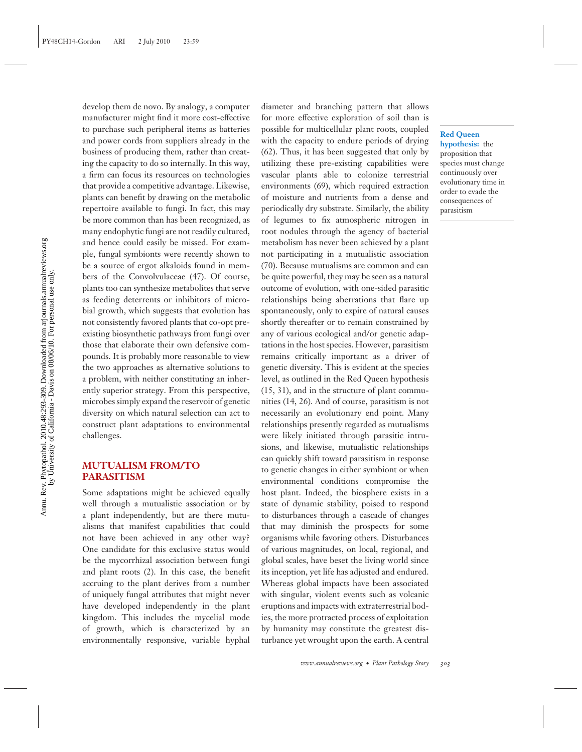develop them de novo. By analogy, a computer manufacturer might find it more cost-effective to purchase such peripheral items as batteries and power cords from suppliers already in the business of producing them, rather than creating the capacity to do so internally. In this way, a firm can focus its resources on technologies that provide a competitive advantage. Likewise, plants can benefit by drawing on the metabolic repertoire available to fungi. In fact, this may be more common than has been recognized, as many endophytic fungi are not readily cultured, and hence could easily be missed. For example, fungal symbionts were recently shown to be a source of ergot alkaloids found in members of the Convolvulaceae (47). Of course, plants too can synthesize metabolites that serve as feeding deterrents or inhibitors of microbial growth, which suggests that evolution has not consistently favored plants that co-opt preexisting biosynthetic pathways from fungi over those that elaborate their own defensive compounds. It is probably more reasonable to view the two approaches as alternative solutions to a problem, with neither constituting an inherently superior strategy. From this perspective, microbes simply expand the reservoir of genetic diversity on which natural selection can act to construct plant adaptations to environmental challenges.

## MUTUALISM FROM/TO PARASITISM

Some adaptations might be achieved equally well through a mutualistic association or by a plant independently, but are there mutualisms that manifest capabilities that could not have been achieved in any other way? One candidate for this exclusive status would be the mycorrhizal association between fungi and plant roots (2). In this case, the benefit accruing to the plant derives from a number of uniquely fungal attributes that might never have developed independently in the plant kingdom. This includes the mycelial mode of growth, which is characterized by an environmentally responsive, variable hyphal diameter and branching pattern that allows for more effective exploration of soil than is possible for multicellular plant roots, coupled with the capacity to endure periods of drying (62). Thus, it has been suggested that only by utilizing these pre-existing capabilities were vascular plants able to colonize terrestrial environments (69), which required extraction of moisture and nutrients from a dense and periodically dry substrate. Similarly, the ability of legumes to fix atmospheric nitrogen in root nodules through the agency of bacterial metabolism has never been achieved by a plant not participating in a mutualistic association (70). Because mutualisms are common and can be quite powerful, they may be seen as a natural outcome of evolution, with one-sided parasitic relationships being aberrations that flare up spontaneously, only to expire of natural causes shortly thereafter or to remain constrained by any of various ecological and/or genetic adaptations in the host species. However, parasitism remains critically important as a driver of genetic diversity. This is evident at the species level, as outlined in the Red Queen hypothesis (15, 31), and in the structure of plant communities (14, 26). And of course, parasitism is not necessarily an evolutionary end point. Many relationships presently regarded as mutualisms were likely initiated through parasitic intrusions, and likewise, mutualistic relationships can quickly shift toward parasitism in response to genetic changes in either symbiont or when environmental conditions compromise the host plant. Indeed, the biosphere exists in a state of dynamic stability, poised to respond to disturbances through a cascade of changes that may diminish the prospects for some organisms while favoring others. Disturbances of various magnitudes, on local, regional, and global scales, have beset the living world since its inception, yet life has adjusted and endured. Whereas global impacts have been associated with singular, violent events such as volcanic eruptions and impacts with extraterrestrial bodies, the more protracted process of exploitation by humanity may constitute the greatest disturbance yet wrought upon the earth. A central

**Red Queen hypothesis:** the proposition that species must change continuously over evolutionary time in order to evade the consequences of parasitism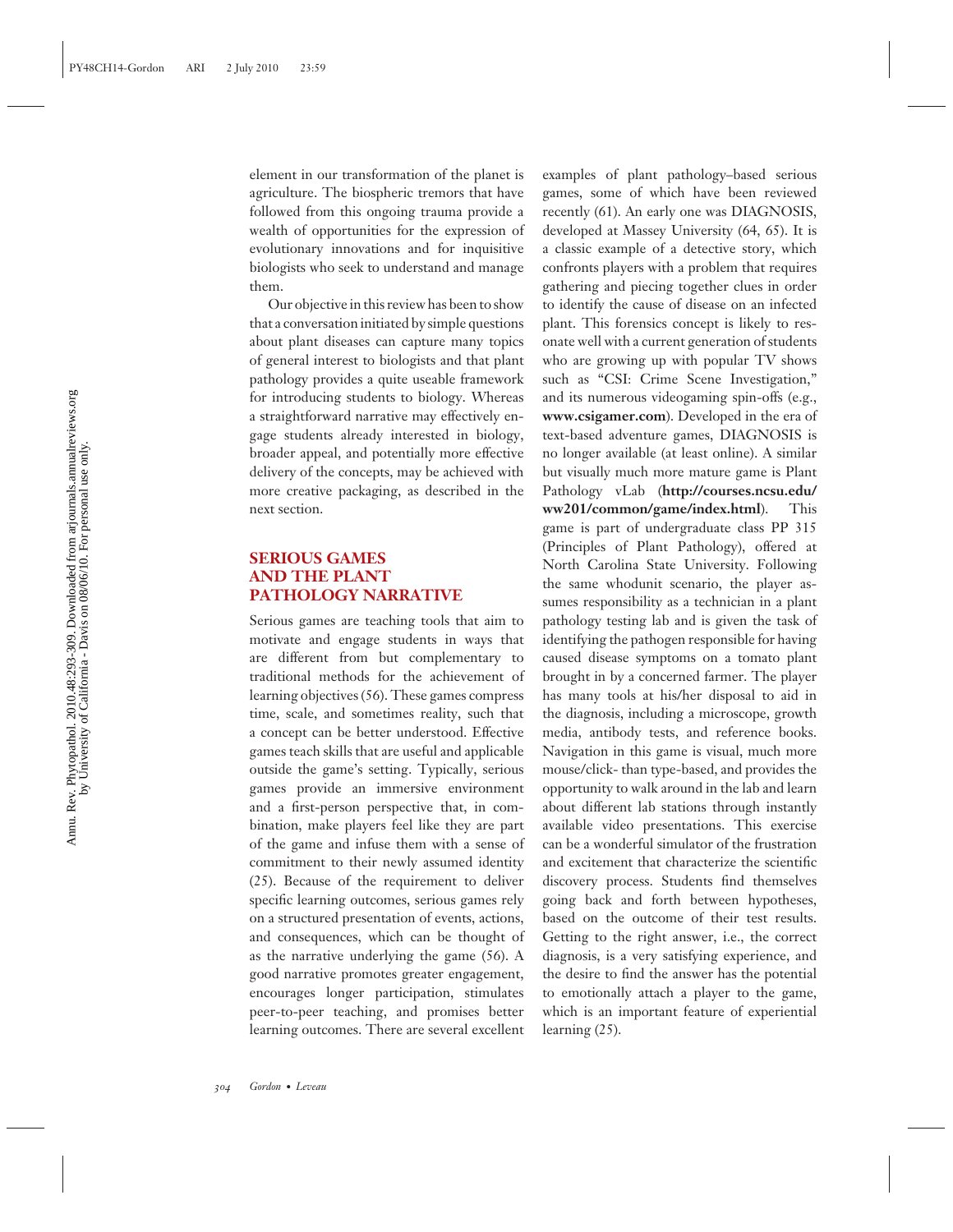element in our transformation of the planet is agriculture. The biospheric tremors that have followed from this ongoing trauma provide a wealth of opportunities for the expression of evolutionary innovations and for inquisitive biologists who seek to understand and manage them.

Our objective in this review has been to show that a conversation initiated by simple questions about plant diseases can capture many topics of general interest to biologists and that plant pathology provides a quite useable framework for introducing students to biology. Whereas a straightforward narrative may effectively engage students already interested in biology, broader appeal, and potentially more effective delivery of the concepts, may be achieved with more creative packaging, as described in the next section.

## SERIOUS GAMES AND THE PLANT PATHOLOGY NARRATIVE

Serious games are teaching tools that aim to motivate and engage students in ways that are different from but complementary to traditional methods for the achievement of learning objectives (56). These games compress time, scale, and sometimes reality, such that a concept can be better understood. Effective games teach skills that are useful and applicable outside the game's setting. Typically, serious games provide an immersive environment and a first-person perspective that, in combination, make players feel like they are part of the game and infuse them with a sense of commitment to their newly assumed identity (25). Because of the requirement to deliver specific learning outcomes, serious games rely on a structured presentation of events, actions, and consequences, which can be thought of as the narrative underlying the game (56). A good narrative promotes greater engagement, encourages longer participation, stimulates peer-to-peer teaching, and promises better learning outcomes. There are several excellent examples of plant pathology–based serious games, some of which have been reviewed recently (61). An early one was DIAGNOSIS, developed at Massey University (64, 65). It is a classic example of a detective story, which confronts players with a problem that requires gathering and piecing together clues in order to identify the cause of disease on an infected plant. This forensics concept is likely to resonate well with a current generation of students who are growing up with popular TV shows such as "CSI: Crime Scene Investigation," and its numerous videogaming spin-offs (e.g., **www.csigamer.com**). Developed in the era of text-based adventure games, DIAGNOSIS is no longer available (at least online). A similar but visually much more mature game is Plant Pathology vLab (**http://courses.ncsu.edu/ww201/common/game/index.html**). This game is part of undergraduate class PP 315 (Principles of Plant Pathology), offered at North Carolina State University. Following the same whodunit scenario, the player assumes responsibility as a technician in a plant pathology testing lab and is given the task of identifying the pathogen responsible for having caused disease symptoms on a tomato plant brought in by a concerned farmer. The player has many tools at his/her disposal to aid in the diagnosis, including a microscope, growth media, antibody tests, and reference books. Navigation in this game is visual, much more mouse/click- than type-based, and provides the opportunity to walk around in the lab and learn about different lab stations through instantly available video presentations. This exercise can be a wonderful simulator of the frustration and excitement that characterize the scientific discovery process. Students find themselves going back and forth between hypotheses, based on the outcome of their test results. Getting to the right answer, i.e., the correct diagnosis, is a very satisfying experience, and the desire to find the answer has the potential to emotionally attach a player to the game, which is an important feature of experiential learning (25).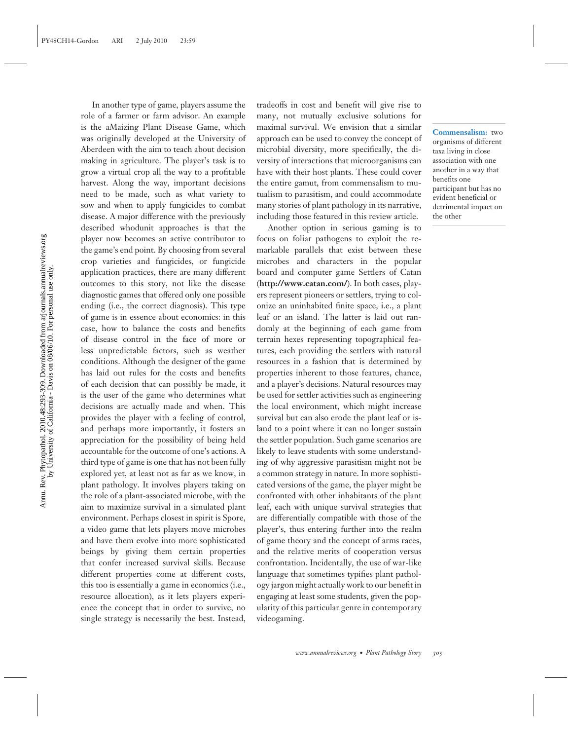In another type of game, players assume the role of a farmer or farm advisor. An example is the aMaizing Plant Disease Game, which was originally developed at the University of Aberdeen with the aim to teach about decision making in agriculture. The player's task is to grow a virtual crop all the way to a profitable harvest. Along the way, important decisions need to be made, such as what variety to sow and when to apply fungicides to combat disease. A major difference with the previously described whodunit approaches is that the player now becomes an active contributor to the game's end point. By choosing from several crop varieties and fungicides, or fungicide application practices, there are many different outcomes to this story, not like the disease diagnostic games that offered only one possible ending (i.e., the correct diagnosis). This type of game is in essence about economics: in this case, how to balance the costs and benefits of disease control in the face of more or less unpredictable factors, such as weather conditions. Although the designer of the game has laid out rules for the costs and benefits of each decision that can possibly be made, it is the user of the game who determines what decisions are actually made and when. This provides the player with a feeling of control, and perhaps more importantly, it fosters an appreciation for the possibility of being held accountable for the outcome of one's actions. A third type of game is one that has not been fully explored yet, at least not as far as we know, in plant pathology. It involves players taking on the role of a plant-associated microbe, with the aim to maximize survival in a simulated plant environment. Perhaps closest in spirit is Spore, a video game that lets players move microbes and have them evolve into more sophisticated beings by giving them certain properties that confer increased survival skills. Because different properties come at different costs, this too is essentially a game in economics (i.e., resource allocation), as it lets players experience the concept that in order to survive, no single strategy is necessarily the best. Instead, tradeoffs in cost and benefit will give rise to many, not mutually exclusive solutions for maximal survival. We envision that a similar approach can be used to convey the concept of microbial diversity, more specifically, the diversity of interactions that microorganisms can have with their host plants. These could cover the entire gamut, from commensalism to mutualism to parasitism, and could accommodate many stories of plant pathology in its narrative, including those featured in this review article.

**Commensalism:** two organisms of different taxa living in close association with one another in a way that benefits one participant but has no evident beneficial or detrimental impact on the other

Another option in serious gaming is to focus on foliar pathogens to exploit the remarkable parallels that exist between these microbes and characters in the popular board and computer game Settlers of Catan (**http://www.catan.com/**). In both cases, players represent pioneers or settlers, trying to colonize an uninhabited finite space, i.e., a plant leaf or an island. The latter is laid out randomly at the beginning of each game from terrain hexes representing topographical features, each providing the settlers with natural resources in a fashion that is determined by properties inherent to those features, chance, and a player's decisions. Natural resources may be used for settler activities such as engineering the local environment, which might increase survival but can also erode the plant leaf or island to a point where it can no longer sustain the settler population. Such game scenarios are likely to leave students with some understanding of why aggressive parasitism might not be a common strategy in nature. In more sophisticated versions of the game, the player might be confronted with other inhabitants of the plant leaf, each with unique survival strategies that are differentially compatible with those of the player's, thus entering further into the realm of game theory and the concept of arms races, and the relative merits of cooperation versus confrontation. Incidentally, the use of war-like language that sometimes typifies plant pathology jargon might actually work to our benefit in engaging at least some students, given the popularity of this particular genre in contemporary videogaming.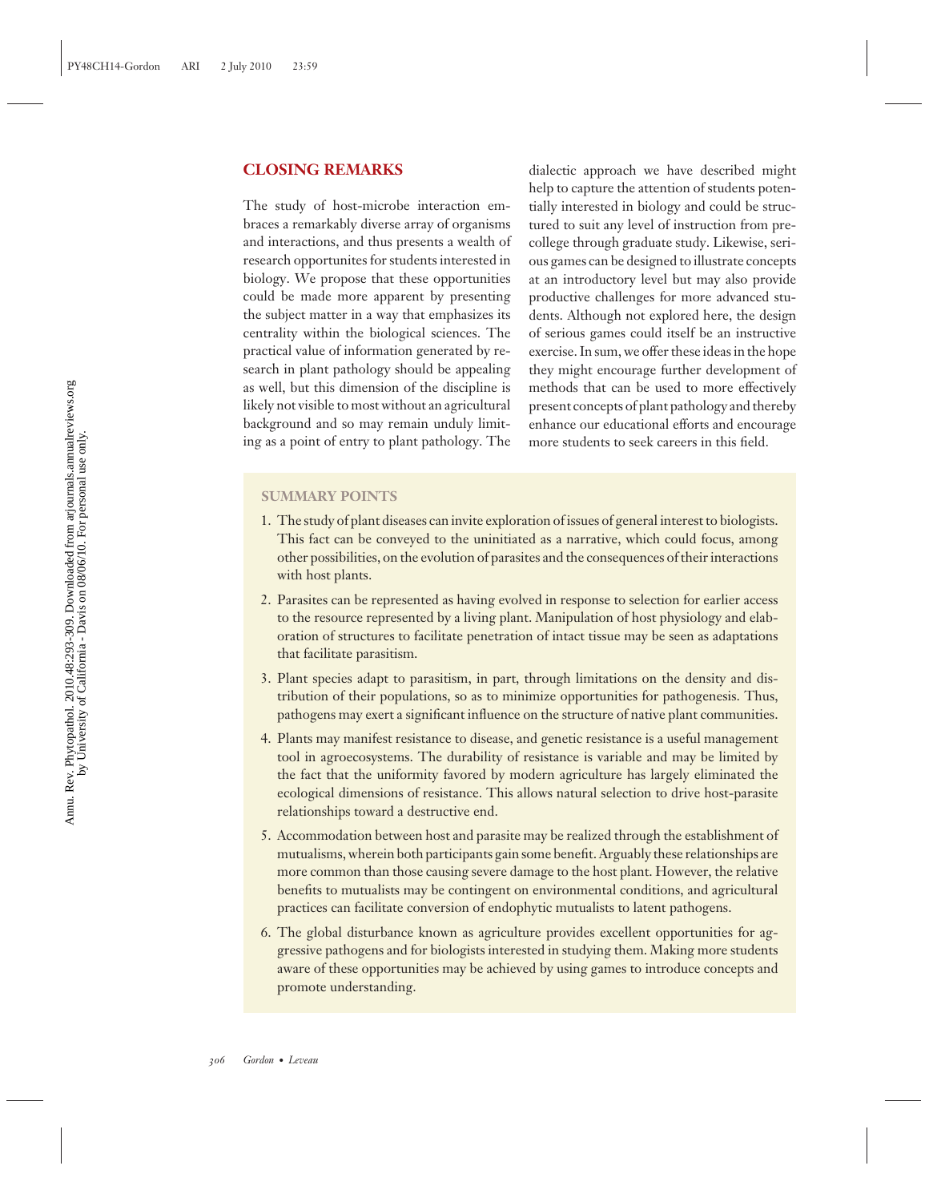## CLOSING REMARKS

The study of host-microbe interaction embraces a remarkably diverse array of organisms and interactions, and thus presents a wealth of research opportunites for students interested in biology. We propose that these opportunities could be made more apparent by presenting the subject matter in a way that emphasizes its centrality within the biological sciences. The practical value of information generated by research in plant pathology should be appealing as well, but this dimension of the discipline is likely not visible to most without an agricultural background and so may remain unduly limiting as a point of entry to plant pathology. The dialectic approach we have described might help to capture the attention of students potentially interested in biology and could be structured to suit any level of instruction from precollege through graduate study. Likewise, serious games can be designed to illustrate concepts at an introductory level but may also provide productive challenges for more advanced students. Although not explored here, the design of serious games could itself be an instructive exercise. In sum, we offer these ideas in the hope they might encourage further development of methods that can be used to more effectively present concepts of plant pathology and thereby enhance our educational efforts and encourage more students to seek careers in this field.

### SUMMARY POINTS

1. The study of plant diseases can invite exploration of issues of general interest to biologists. This fact can be conveyed to the uninitiated as a narrative, which could focus, among other possibilities, on the evolution of parasites and the consequences of their interactions with host plants.
2. Parasites can be represented as having evolved in response to selection for earlier access to the resource represented by a living plant. Manipulation of host physiology and elaboration of structures to facilitate penetration of intact tissue may be seen as adaptations that facilitate parasitism.
3. Plant species adapt to parasitism, in part, through limitations on the density and distribution of their populations, so as to minimize opportunities for pathogenesis. Thus, pathogens may exert a significant influence on the structure of native plant communities.
4. Plants may manifest resistance to disease, and genetic resistance is a useful management tool in agroecosystems. The durability of resistance is variable and may be limited by the fact that the uniformity favored by modern agriculture has largely eliminated the ecological dimensions of resistance. This allows natural selection to drive host-parasite relationships toward a destructive end.
5. Accommodation between host and parasite may be realized through the establishment of mutualisms, wherein both participants gain some benefit. Arguably these relationships are more common than those causing severe damage to the host plant. However, the relative benefits to mutualists may be contingent on environmental conditions, and agricultural practices can facilitate conversion of endophytic mutualists to latent pathogens.
6. The global disturbance known as agriculture provides excellent opportunities for aggressive pathogens and for biologists interested in studying them. Making more students aware of these opportunities may be achieved by using games to introduce concepts and promote understanding.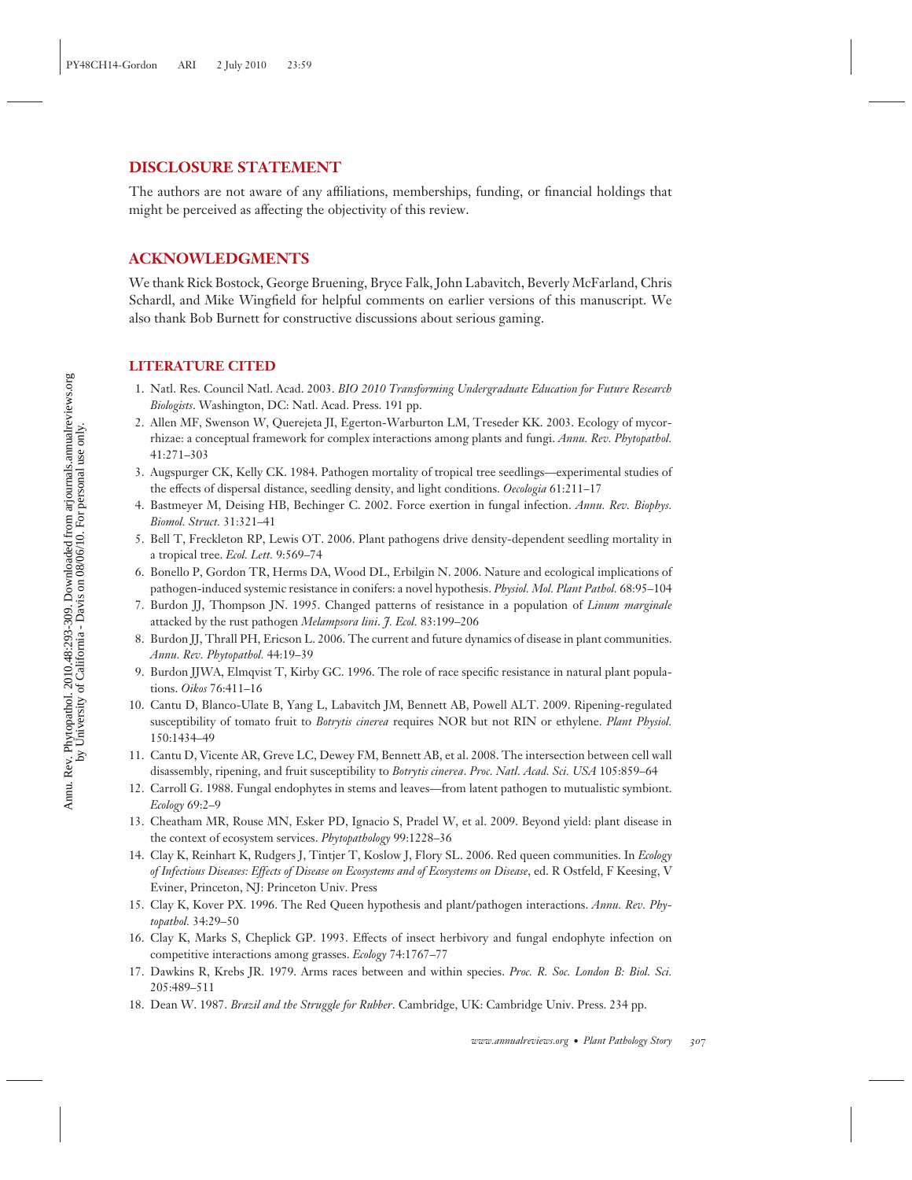## DISCLOSURE STATEMENT

The authors are not aware of any affiliations, memberships, funding, or financial holdings that might be perceived as affecting the objectivity of this review.

## ACKNOWLEDGMENTS

We thank Rick Bostock, George Bruening, Bryce Falk, John Labavitch, Beverly McFarland, Chris Schardl, and Mike Wingfield for helpful comments on earlier versions of this manuscript. We also thank Bob Burnett for constructive discussions about serious gaming.

## LITERATURE CITED

1. Natl. Res. Council Natl. Acad. 2003. *BIO 2010 Transforming Undergraduate Education for Future Research Biologists*. Washington, DC: Natl. Acad. Press. 191 pp.
2. Allen MF, Swenson W, Querejeta JI, Egerton-Warburton LM, Treseder KK. 2003. Ecology of mycorrhizae: a conceptual framework for complex interactions among plants and fungi. *Annu. Rev. Phytopathol.* 41:271–303
3. Augspurger CK, Kelly CK. 1984. Pathogen mortality of tropical tree seedlings—experimental studies of the effects of dispersal distance, seedling density, and light conditions. *Oecologia* 61:211–17
4. Bastmeyer M, Deising HB, Bechinger C. 2002. Force exertion in fungal infection. *Annu. Rev. Biophys. Biomol. Struct.* 31:321–41
5. Bell T, Freckleton RP, Lewis OT. 2006. Plant pathogens drive density-dependent seedling mortality in a tropical tree. *Ecol. Lett.* 9:569–74
6. Bonello P, Gordon TR, Herms DA, Wood DL, Erbilgin N. 2006. Nature and ecological implications of pathogen-induced systemic resistance in conifers: a novel hypothesis. *Physiol. Mol. Plant Pathol.* 68:95–104
7. Burdon JJ, Thompson JN. 1995. Changed patterns of resistance in a population of *Linum marginale* attacked by the rust pathogen *Melampsora lini*. *J. Ecol.* 83:199–206
8. Burdon JJ, Thrall PH, Ericson L. 2006. The current and future dynamics of disease in plant communities. *Annu. Rev. Phytopathol.* 44:19–39
9. Burdon JJWA, Elmqvist T, Kirby GC. 1996. The role of race specific resistance in natural plant populations. *Oikos* 76:411–16
10. Cantu D, Blanco-Ulate B, Yang L, Labavitch JM, Bennett AB, Powell ALT. 2009. Ripening-regulated susceptibility of tomato fruit to *Botrytis cinerea* requires NOR but not RIN or ethylene. *Plant Physiol.* 150:1434–49
11. Cantu D, Vicente AR, Greve LC, Dewey FM, Bennett AB, et al. 2008. The intersection between cell wall disassembly, ripening, and fruit susceptibility to *Botrytis cinerea*. *Proc. Natl. Acad. Sci. USA* 105:859–64
12. Carroll G. 1988. Fungal endophytes in stems and leaves—from latent pathogen to mutualistic symbiont. *Ecology* 69:2–9
13. Cheatham MR, Rouse MN, Esker PD, Ignacio S, Pradel W, et al. 2009. Beyond yield: plant disease in the context of ecosystem services. *Phytopathology* 99:1228–36
14. Clay K, Reinhart K, Rudgers J, Tintjer T, Koslow J, Flory SL. 2006. Red queen communities. In *Ecology of Infectious Diseases: Effects of Disease on Ecosystems and of Ecosystems on Disease*, ed. R Ostfeld, F Keesing, V Eviner, Princeton, NJ: Princeton Univ. Press
15. Clay K, Kover PX. 1996. The Red Queen hypothesis and plant/pathogen interactions. *Annu. Rev. Phytopathol.* 34:29–50
16. Clay K, Marks S, Cheplick GP. 1993. Effects of insect herbivory and fungal endophyte infection on competitive interactions among grasses. *Ecology* 74:1767–77
17. Dawkins R, Krebs JR. 1979. Arms races between and within species. *Proc. R. Soc. London B: Biol. Sci.* 205:489–511
18. Dean W. 1987. *Brazil and the Struggle for Rubber*. Cambridge, UK: Cambridge Univ. Press. 234 pp.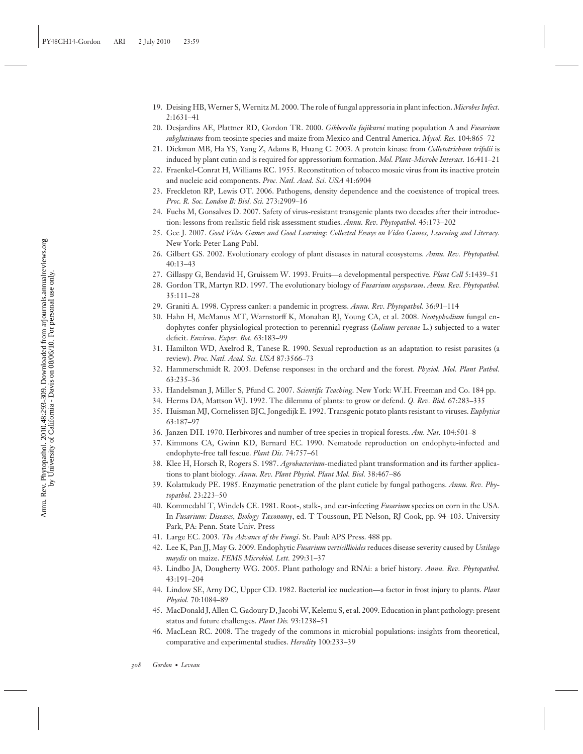19. Deising HB, Werner S, Wernitz M. 2000. The role of fungal appressoria in plant infection. *Microbes Infect.* 2:1631–41
20. Desjardins AE, Plattner RD, Gordon TR. 2000. *Gibberella fujikuroi* mating population A and *Fusarium subglutinans* from teosinte species and maize from Mexico and Central America. *Mycol. Res.* 104:865–72
21. Dickman MB, Ha YS, Yang Z, Adams B, Huang C. 2003. A protein kinase from *Colletotrichum trifolii* is induced by plant cutin and is required for appressorium formation. *Mol. Plant-Microbe Interact.* 16:411–21
22. Fraenkel-Conrat H, Williams RC. 1955. Reconstitution of tobacco mosaic virus from its inactive protein and nucleic acid components. *Proc. Natl. Acad. Sci. USA* 41:6904
23. Freckleton RP, Lewis OT. 2006. Pathogens, density dependence and the coexistence of tropical trees. *Proc. R. Soc. London B: Biol. Sci.* 273:2909–16
24. Fuchs M, Gonsalves D. 2007. Safety of virus-resistant transgenic plants two decades after their introduction: lessons from realistic field risk assessment studies. *Annu. Rev. Phytopathol.* 45:173–202
25. Gee J. 2007. *Good Video Games and Good Learning: Collected Essays on Video Games, Learning and Literacy*. New York: Peter Lang Publ.
26. Gilbert GS. 2002. Evolutionary ecology of plant diseases in natural ecosystems. *Annu. Rev. Phytopathol.* 40:13–43
27. Gillaspy G, Bendavid H, Gruissem W. 1993. Fruits—a developmental perspective. *Plant Cell* 5:1439–51
28. Gordon TR, Martyn RD. 1997. The evolutionary biology of *Fusarium oxysporum*. *Annu. Rev. Phytopathol.* 35:111–28
29. Graniti A. 1998. Cypress canker: a pandemic in progress. *Annu. Rev. Phytopathol.* 36:91–114
30. Hahn H, McManus MT, Warnstorff K, Monahan BJ, Young CA, et al. 2008. *Neotyphodium* fungal endophytes confer physiological protection to perennial ryegrass (*Lolium perenne* L.) subjected to a water deficit. *Environ. Exper. Bot.* 63:183–99
31. Hamilton WD, Axelrod R, Tanese R. 1990. Sexual reproduction as an adaptation to resist parasites (a review). *Proc. Natl. Acad. Sci. USA* 87:3566–73
32. Hammerschmidt R. 2003. Defense responses: in the orchard and the forest. *Physiol. Mol. Plant Pathol.* 63:235–36
33. Handelsman J, Miller S, Pfund C. 2007. *Scientific Teaching*. New York: W.H. Freeman and Co. 184 pp.
34. Herms DA, Mattson WJ. 1992. The dilemma of plants: to grow or defend. *Q. Rev. Biol.* 67:283–335
35. Huisman MJ, Cornelissen BJC, Jongedijk E. 1992. Transgenic potato plants resistant to viruses. *Euphytica* 63:187–97
36. Janzen DH. 1970. Herbivores and number of tree species in tropical forests. *Am. Nat.* 104:501–8
37. Kimmons CA, Gwinn KD, Bernard EC. 1990. Nematode reproduction on endophyte-infected and endophyte-free tall fescue. *Plant Dis.* 74:757–61
38. Klee H, Horsch R, Rogers S. 1987. *Agrobacterium*-mediated plant transformation and its further applications to plant biology. *Annu. Rev. Plant Physiol. Plant Mol. Biol.* 38:467–86
39. Kolattukudy PE. 1985. Enzymatic penetration of the plant cuticle by fungal pathogens. *Annu. Rev. Phytopathol.* 23:223–50
40. Kommedahl T, Windels CE. 1981. Root-, stalk-, and ear-infecting *Fusarium* species on corn in the USA. In *Fusarium: Diseases, Biology Taxonomy*, ed. T Toussoun, PE Nelson, RJ Cook, pp. 94–103. University Park, PA: Penn. State Univ. Press
41. Large EC. 2003. *The Advance of the Fungi*. St. Paul: APS Press. 488 pp.
42. Lee K, Pan JJ, May G. 2009. Endophytic *Fusarium verticillioides* reduces disease severity caused by *Ustilago maydis* on maize. *FEMS Microbiol. Lett.* 299:31–37
43. Lindbo JA, Dougherty WG. 2005. Plant pathology and RNAi: a brief history. *Annu. Rev. Phytopathol.* 43:191–204
44. Lindow SE, Arny DC, Upper CD. 1982. Bacterial ice nucleation—a factor in frost injury to plants. *Plant Physiol.* 70:1084–89
45. MacDonald J, Allen C, Gadoury D, Jacobi W, Kelemu S, et al. 2009. Education in plant pathology: present status and future challenges. *Plant Dis.* 93:1238–51
46. MacLean RC. 2008. The tragedy of the commons in microbial populations: insights from theoretical, comparative and experimental studies. *Heredity* 100:233–39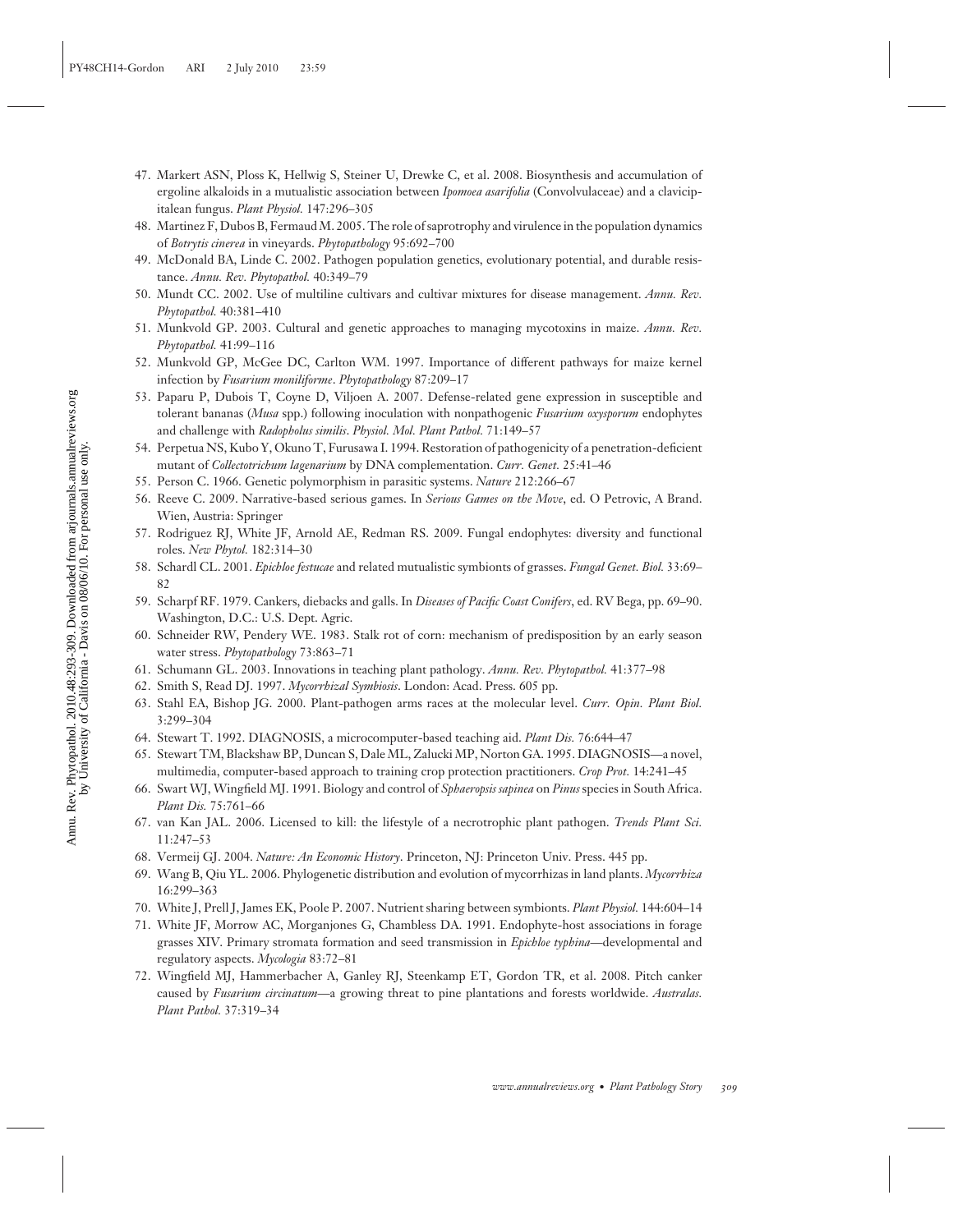47. Markert ASN, Ploss K, Hellwig S, Steiner U, Drewke C, et al. 2008. Biosynthesis and accumulation of ergoline alkaloids in a mutualistic association between *Ipomoea asarifolia* (Convolvulaceae) and a clavicipitalean fungus. *Plant Physiol.* 147:296–305
48. Martinez F, Dubos B, Fermaud M. 2005. The role of saprotrophy and virulence in the population dynamics of *Botrytis cinerea* in vineyards. *Phytopathology* 95:692–700
49. McDonald BA, Linde C. 2002. Pathogen population genetics, evolutionary potential, and durable resistance. *Annu. Rev. Phytopathol.* 40:349–79
50. Mundt CC. 2002. Use of multiline cultivars and cultivar mixtures for disease management. *Annu. Rev. Phytopathol.* 40:381–410
51. Munkvold GP. 2003. Cultural and genetic approaches to managing mycotoxins in maize. *Annu. Rev. Phytopathol.* 41:99–116
52. Munkvold GP, McGee DC, Carlton WM. 1997. Importance of different pathways for maize kernel infection by *Fusarium moniliforme*. *Phytopathology* 87:209–17
53. Paparu P, Dubois T, Coyne D, Viljoen A. 2007. Defense-related gene expression in susceptible and tolerant bananas (*Musa* spp.) following inoculation with nonpathogenic *Fusarium oxysporum* endophytes and challenge with *Radopholus similis*. *Physiol. Mol. Plant Pathol.* 71:149–57
54. Perpetua NS, Kubo Y, Okuno T, Furusawa I. 1994. Restoration of pathogenicity of a penetration-deficient mutant of *Collectotrichum lagenarium* by DNA complementation. *Curr. Genet.* 25:41–46
55. Person C. 1966. Genetic polymorphism in parasitic systems. *Nature* 212:266–67
56. Reeve C. 2009. Narrative-based serious games. In *Serious Games on the Move*, ed. O Petrovic, A Brand. Wien, Austria: Springer
57. Rodriguez RJ, White JF, Arnold AE, Redman RS. 2009. Fungal endophytes: diversity and functional roles. *New Phytol.* 182:314–30
58. Schardl CL. 2001. *Epichloe festucae* and related mutualistic symbionts of grasses. *Fungal Genet. Biol.* 33:69–82
59. Scharpf RF. 1979. Cankers, diebacks and galls. In *Diseases of Pacific Coast Conifers*, ed. RV Bega, pp. 69–90. Washington, D.C.: U.S. Dept. Agric.
60. Schneider RW, Pendery WE. 1983. Stalk rot of corn: mechanism of predisposition by an early season water stress. *Phytopathology* 73:863–71
61. Schumann GL. 2003. Innovations in teaching plant pathology. *Annu. Rev. Phytopathol.* 41:377–98
62. Smith S, Read DJ. 1997. *Mycorrhizal Symbiosis*. London: Acad. Press. 605 pp.
63. Stahl EA, Bishop JG. 2000. Plant-pathogen arms races at the molecular level. *Curr. Opin. Plant Biol.* 3:299–304
64. Stewart T. 1992. DIAGNOSIS, a microcomputer-based teaching aid. *Plant Dis.* 76:644–47
65. Stewart TM, Blackshaw BP, Duncan S, Dale ML, Zalucki MP, Norton GA. 1995. DIAGNOSIS—a novel, multimedia, computer-based approach to training crop protection practitioners. *Crop Prot.* 14:241–45
66. Swart WJ, Wingfield MJ. 1991. Biology and control of *Sphaeropsis sapinea* on *Pinus* species in South Africa. *Plant Dis.* 75:761–66
67. van Kan JAL. 2006. Licensed to kill: the lifestyle of a necrotrophic plant pathogen. *Trends Plant Sci.* 11:247–53
68. Vermeij GJ. 2004. *Nature: An Economic History*. Princeton, NJ: Princeton Univ. Press. 445 pp.
69. Wang B, Qiu YL. 2006. Phylogenetic distribution and evolution of mycorrhizas in land plants. *Mycorrhiza* 16:299–363
70. White J, Prell J, James EK, Poole P. 2007. Nutrient sharing between symbionts. *Plant Physiol.* 144:604–14
71. White JF, Morrow AC, Morganjones G, Chambless DA. 1991. Endophyte-host associations in forage grasses XIV. Primary stromata formation and seed transmission in *Epichloe typhina*—developmental and regulatory aspects. *Mycologia* 83:72–81
72. Wingfield MJ, Hammerbacher A, Ganley RJ, Steenkamp ET, Gordon TR, et al. 2008. Pitch canker caused by *Fusarium circinatum*—a growing threat to pine plantations and forests worldwide. *Australas. Plant Pathol.* 37:319–34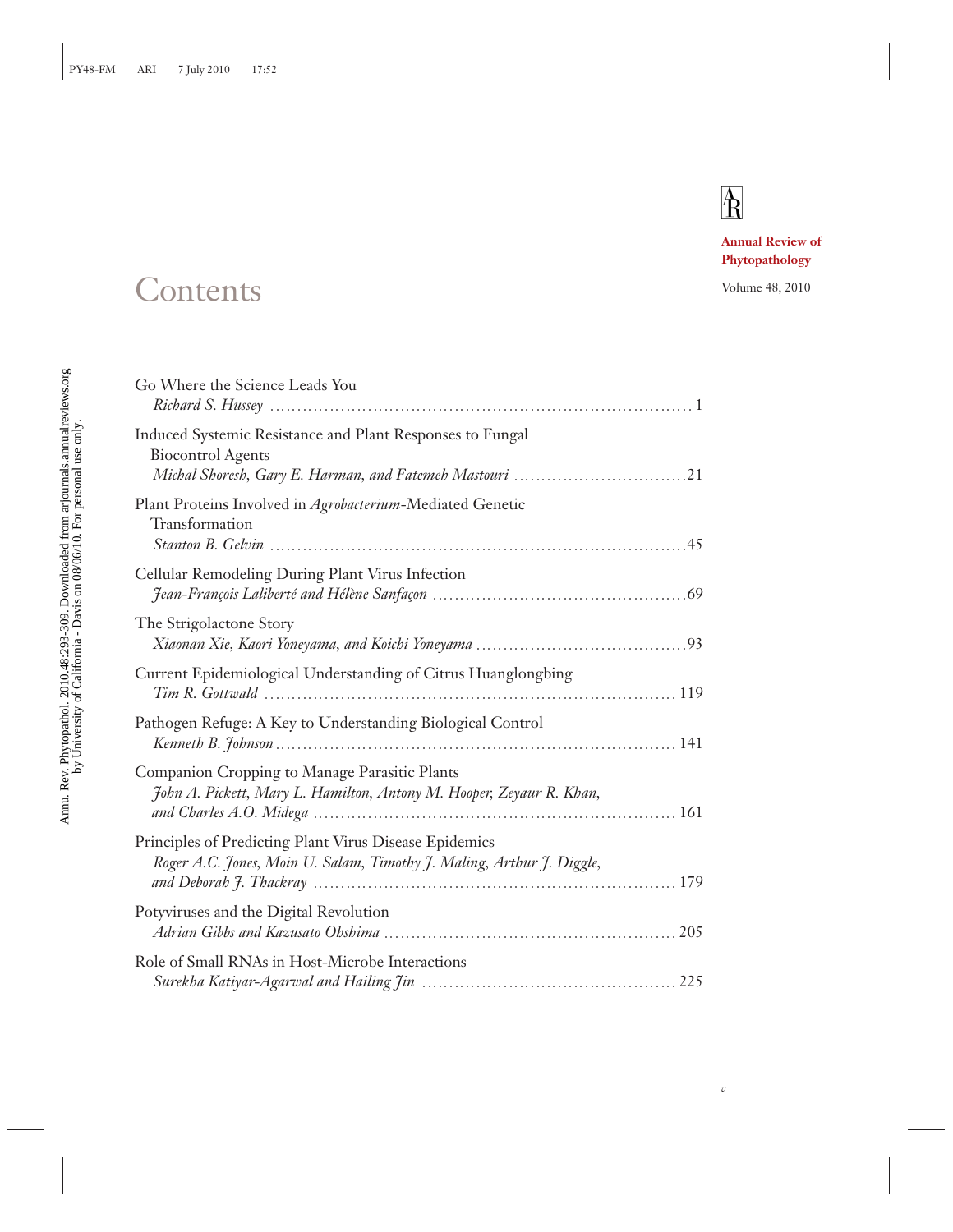Annual Review of Phytopathology

Volume 48, 2010

# Contents

Go Where the Science Leads You
*Richard S. Hussey* . . . . . 1

Induced Systemic Resistance and Plant Responses to Fungal Biocontrol Agents
*Michal Shoresh, Gary E. Harman, and Fatemeh Mastouri* . . . . . 21

Plant Proteins Involved in *Agrobacterium*-Mediated Genetic Transformation
*Stanton B. Gelvin* . . . . . 45

Cellular Remodeling During Plant Virus Infection
*Jean-François Laliberté and Hélène Sanfaçon* . . . . . 69

The Strigolactone Story
*Xiaonan Xie, Kaori Yoneyama, and Koichi Yoneyama* . . . . . 93

Current Epidemiological Understanding of Citrus Huanglongbing
*Tim R. Gottwald* . . . . . 119

Pathogen Refuge: A Key to Understanding Biological Control
*Kenneth B. Johnson* . . . . . 141

Companion Cropping to Manage Parasitic Plants
*John A. Pickett, Mary L. Hamilton, Antony M. Hooper, Zeyaur R. Khan, and Charles A.O. Midega* . . . . . 161

Principles of Predicting Plant Virus Disease Epidemics
*Roger A.C. Jones, Moin U. Salam, Timothy J. Maling, Arthur J. Diggle, and Deborah J. Thackray* . . . . . 179

Potyviruses and the Digital Revolution
*Adrian Gibbs and Kazusato Ohshima* . . . . . 205

Role of Small RNAs in Host-Microbe Interactions
*Surekha Katiyar-Agarwal and Hailing Jin* . . . . . 225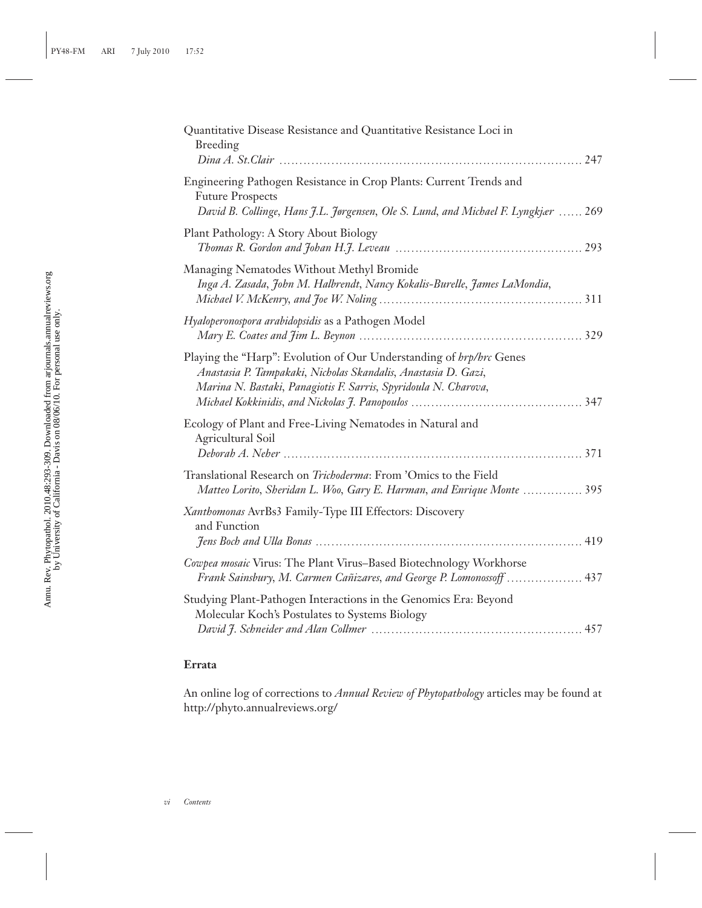Quantitative Disease Resistance and Quantitative Resistance Loci in Breeding
*Dina A. St.Clair* . . . 247

Engineering Pathogen Resistance in Crop Plants: Current Trends and Future Prospects
*David B. Collinge, Hans J.L. Jørgensen, Ole S. Lund, and Michael F. Lyngkjær* . . . 269

Plant Pathology: A Story About Biology
*Thomas R. Gordon and Johan H.J. Leveau* . . . 293

Managing Nematodes Without Methyl Bromide
*Inga A. Zasada, John M. Halbrendt, Nancy Kokalis-Burelle, James LaMondia, Michael V. McKenry, and Joe W. Noling* . . . 311

*Hyaloperonospora arabidopsidis* as a Pathogen Model
*Mary E. Coates and Jim L. Beynon* . . . 329

Playing the "Harp": Evolution of Our Understanding of *hrp/hrc* Genes
*Anastasia P. Tampakaki, Nicholas Skandalis, Anastasia D. Gazi, Marina N. Bastaki, Panagiotis F. Sarris, Spyridoula N. Charova, Michael Kokkinidis, and Nickolas J. Panopoulos* . . . 347

Ecology of Plant and Free-Living Nematodes in Natural and Agricultural Soil
*Deborah A. Neher* . . . 371

Translational Research on *Trichoderma*: From 'Omics to the Field
*Matteo Lorito, Sheridan L. Woo, Gary E. Harman, and Enrique Monte* . . . 395

*Xanthomonas* AvrBs3 Family-Type III Effectors: Discovery and Function
*Jens Boch and Ulla Bonas* . . . 419

*Cowpea mosaic* Virus: The Plant Virus–Based Biotechnology Workhorse
*Frank Sainsbury, M. Carmen Cañizares, and George P. Lomonossoff* . . . 437

Studying Plant-Pathogen Interactions in the Genomics Era: Beyond Molecular Koch's Postulates to Systems Biology
*David J. Schneider and Alan Collmer* . . . 457

**Errata**

An online log of corrections to *Annual Review of Phytopathology* articles may be found at http://phyto.annualreviews.org/